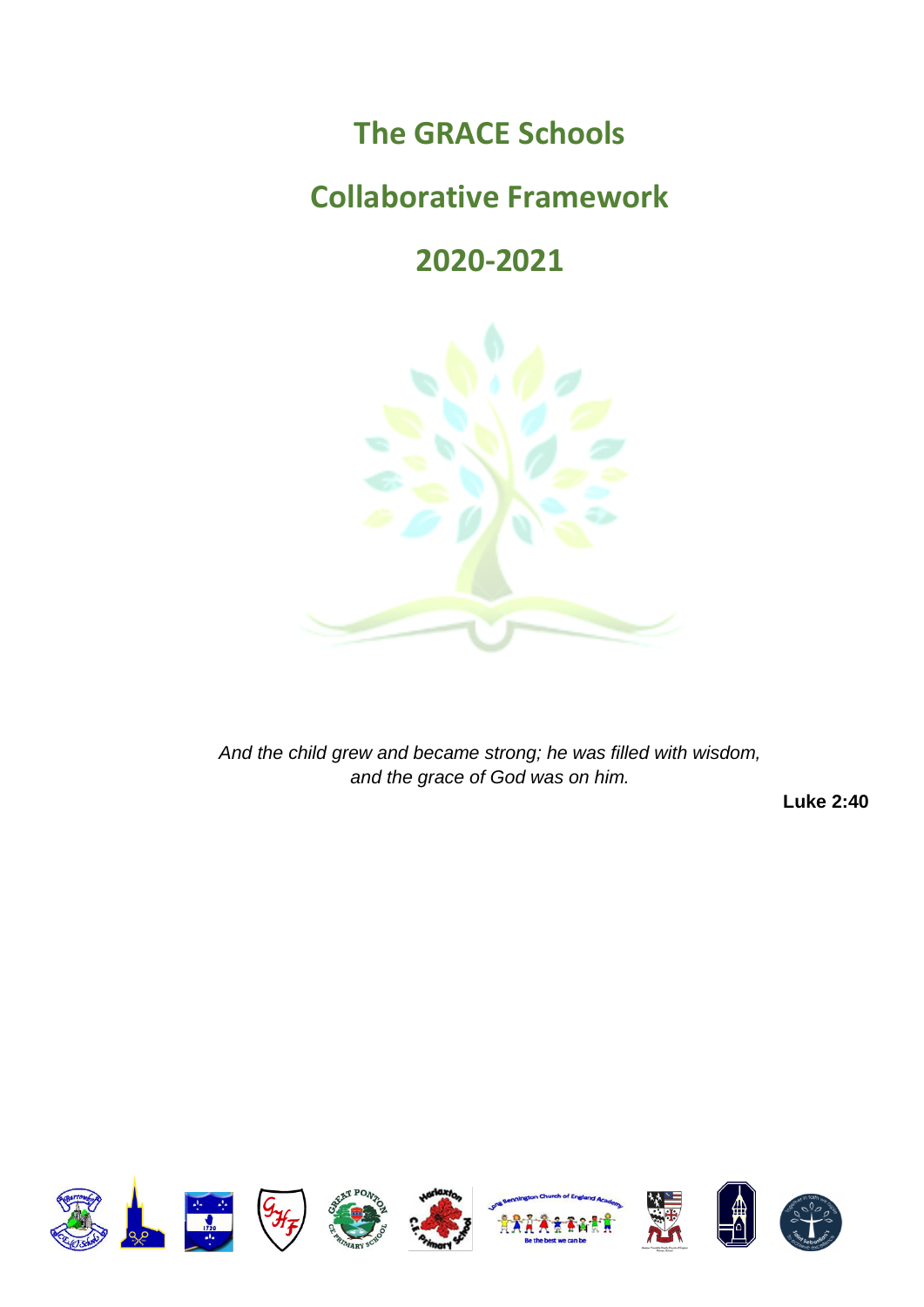# The GRACE Schools

# Collaborative Framework

# 2020-2021

*And the child grew and became strong; he was filled with wisdom, and the grace of God was on him.*

**Luke 2:40**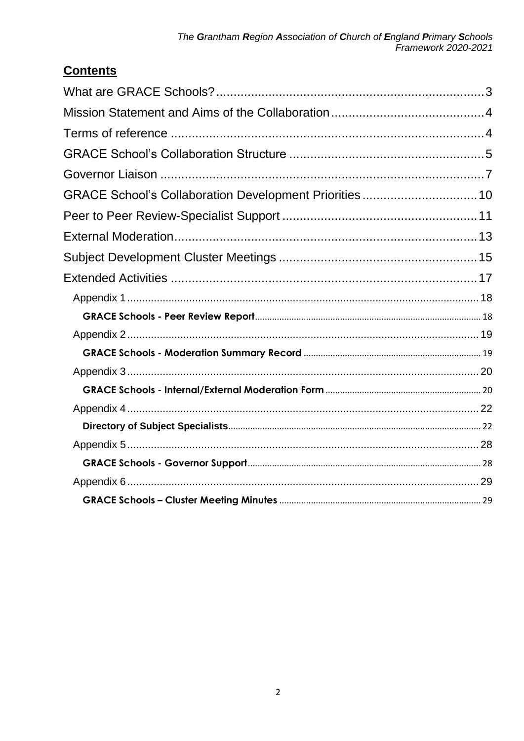## Contents

- What are GRACE Schools? ... 3
- Mission Statement and Aims of the Collaboration ... 4
- Terms of reference ... 4
- GRACE School's Collaboration Structure ... 5
- Governor Liaison ... 7
- GRACE School's Collaboration Development Priorities ... 10
- Peer to Peer Review-Specialist Support ... 11
- External Moderation ... 13
- Subject Development Cluster Meetings ... 15
- Extended Activities ... 17
  - Appendix 1 ... 18
    - **GRACE Schools - Peer Review Report** ... 18
  - Appendix 2 ... 19
    - **GRACE Schools - Moderation Summary Record** ... 19
  - Appendix 3 ... 20
    - **GRACE Schools - Internal/External Moderation Form** ... 20
  - Appendix 4 ... 22
    - **Directory of Subject Specialists** ... 22
  - Appendix 5 ... 28
    - **GRACE Schools - Governor Support** ... 28
  - Appendix 6 ... 29
    - **GRACE Schools – Cluster Meeting Minutes** ... 29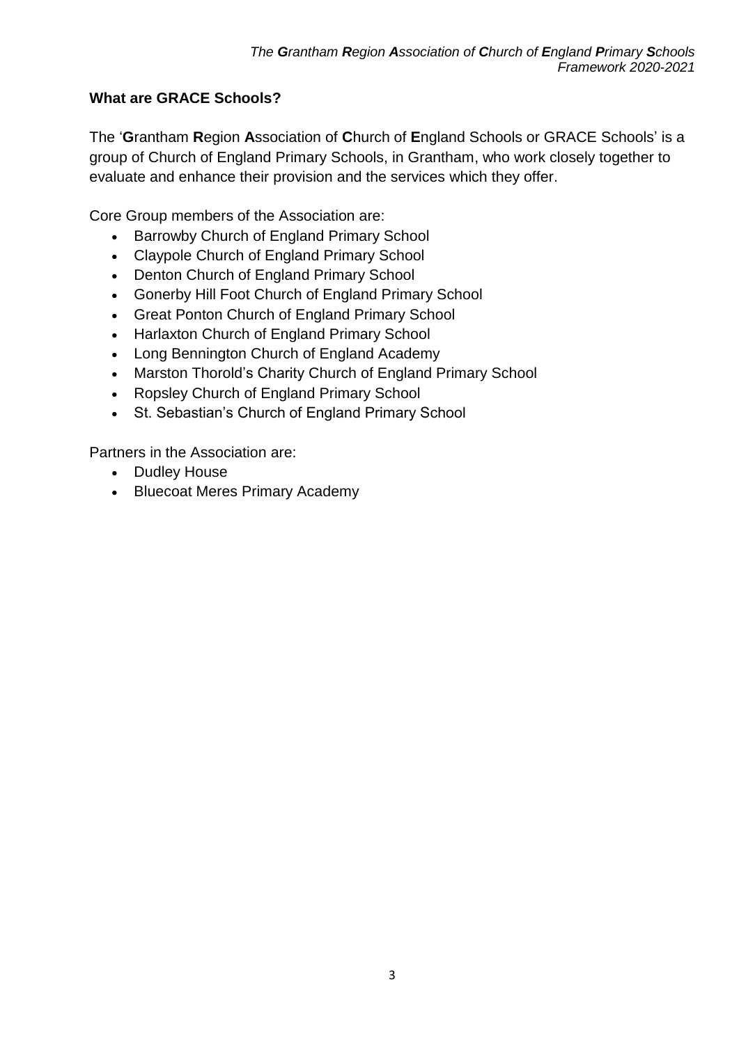## What are GRACE Schools?

The '**G**rantham **R**egion **A**ssociation of **C**hurch of **E**ngland Schools or GRACE Schools' is a group of Church of England Primary Schools, in Grantham, who work closely together to evaluate and enhance their provision and the services which they offer.

Core Group members of the Association are:

- Barrowby Church of England Primary School
- Claypole Church of England Primary School
- Denton Church of England Primary School
- Gonerby Hill Foot Church of England Primary School
- Great Ponton Church of England Primary School
- Harlaxton Church of England Primary School
- Long Bennington Church of England Academy
- Marston Thorold's Charity Church of England Primary School
- Ropsley Church of England Primary School
- St. Sebastian's Church of England Primary School

Partners in the Association are:

- Dudley House
- Bluecoat Meres Primary Academy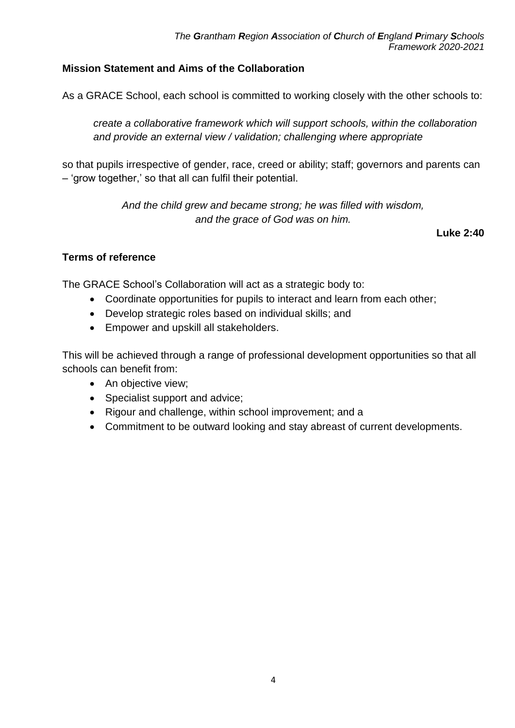## Mission Statement and Aims of the Collaboration

As a GRACE School, each school is committed to working closely with the other schools to:

> *create a collaborative framework which will support schools, within the collaboration and provide an external view / validation; challenging where appropriate*

so that pupils irrespective of gender, race, creed or ability; staff; governors and parents can – 'grow together,' so that all can fulfil their potential.

*And the child grew and became strong; he was filled with wisdom, and the grace of God was on him.*

**Luke 2:40**

## Terms of reference

The GRACE School's Collaboration will act as a strategic body to:

- Coordinate opportunities for pupils to interact and learn from each other;
- Develop strategic roles based on individual skills; and
- Empower and upskill all stakeholders.

This will be achieved through a range of professional development opportunities so that all schools can benefit from:

- An objective view;
- Specialist support and advice;
- Rigour and challenge, within school improvement; and a
- Commitment to be outward looking and stay abreast of current developments.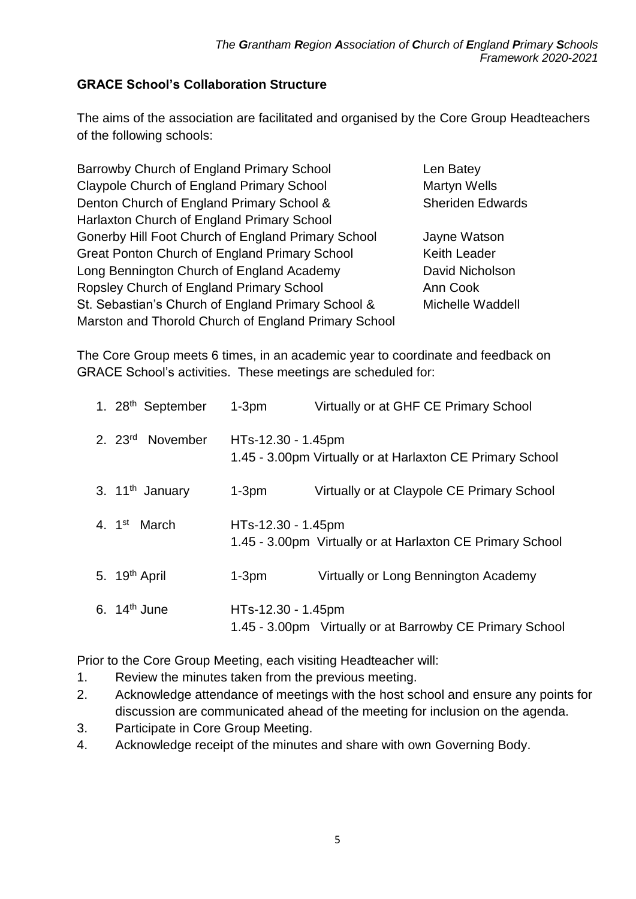## GRACE School's Collaboration Structure

The aims of the association are facilitated and organised by the Core Group Headteachers of the following schools:

| School | Headteacher |
|---|---|
| Barrowby Church of England Primary School | Len Batey |
| Claypole Church of England Primary School | Martyn Wells |
| Denton Church of England Primary School & Harlaxton Church of England Primary School | Sheriden Edwards |
| Gonerby Hill Foot Church of England Primary School | Jayne Watson |
| Great Ponton Church of England Primary School | Keith Leader |
| Long Bennington Church of England Academy | David Nicholson |
| Ropsley Church of England Primary School | Ann Cook |
| St. Sebastian's Church of England Primary School & Marston and Thorold Church of England Primary School | Michelle Waddell |

The Core Group meets 6 times, in an academic year to coordinate and feedback on GRACE School's activities. These meetings are scheduled for:

1. 28th September — 1-3pm — Virtually or at GHF CE Primary School
2. 23rd November — HTs-12.30 - 1.45pm; 1.45 - 3.00pm Virtually or at Harlaxton CE Primary School
3. 11th January — 1-3pm — Virtually or at Claypole CE Primary School
4. 1st March — HTs-12.30 - 1.45pm; 1.45 - 3.00pm Virtually or at Harlaxton CE Primary School
5. 19th April — 1-3pm — Virtually or Long Bennington Academy
6. 14th June — HTs-12.30 - 1.45pm; 1.45 - 3.00pm Virtually or at Barrowby CE Primary School

Prior to the Core Group Meeting, each visiting Headteacher will:

1. Review the minutes taken from the previous meeting.
2. Acknowledge attendance of meetings with the host school and ensure any points for discussion are communicated ahead of the meeting for inclusion on the agenda.
3. Participate in Core Group Meeting.
4. Acknowledge receipt of the minutes and share with own Governing Body.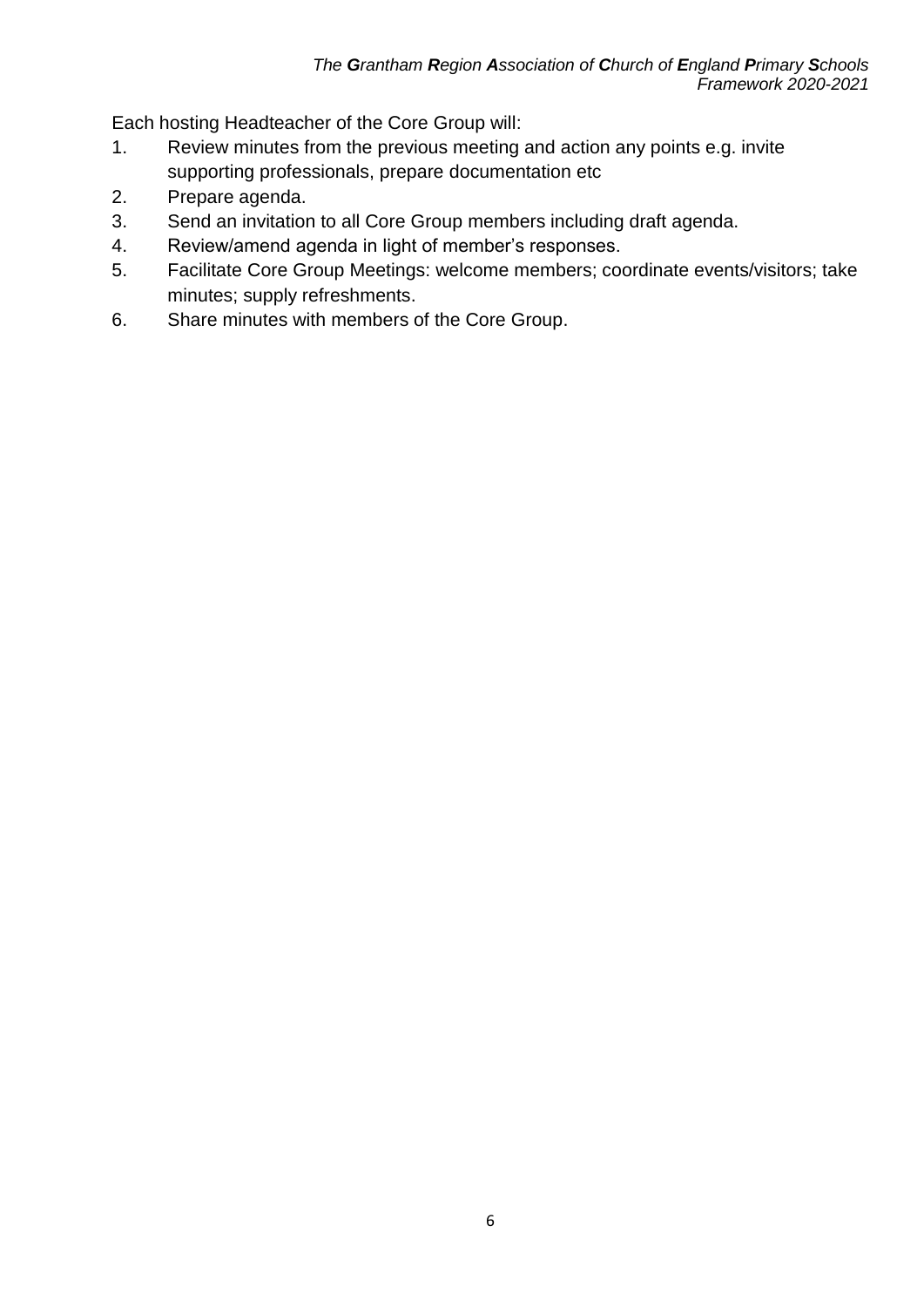Each hosting Headteacher of the Core Group will:

1. Review minutes from the previous meeting and action any points e.g. invite supporting professionals, prepare documentation etc
2. Prepare agenda.
3. Send an invitation to all Core Group members including draft agenda.
4. Review/amend agenda in light of member's responses.
5. Facilitate Core Group Meetings: welcome members; coordinate events/visitors; take minutes; supply refreshments.
6. Share minutes with members of the Core Group.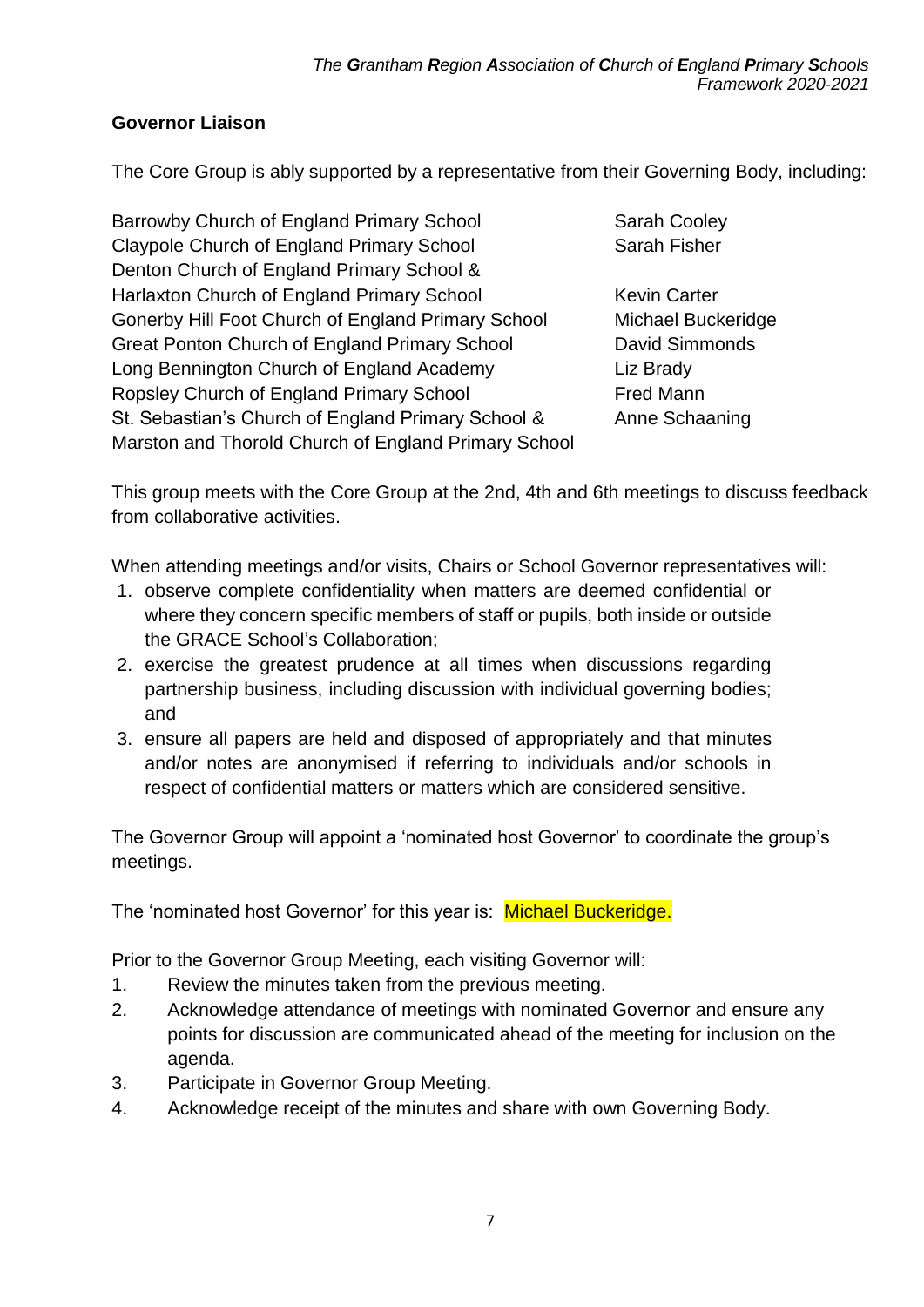## Governor Liaison

The Core Group is ably supported by a representative from their Governing Body, including:

| School | Representative |
| --- | --- |
| Barrowby Church of England Primary School | Sarah Cooley |
| Claypole Church of England Primary School | Sarah Fisher |
| Denton Church of England Primary School & Harlaxton Church of England Primary School | Kevin Carter |
| Gonerby Hill Foot Church of England Primary School | Michael Buckeridge |
| Great Ponton Church of England Primary School | David Simmonds |
| Long Bennington Church of England Academy | Liz Brady |
| Ropsley Church of England Primary School | Fred Mann |
| St. Sebastian's Church of England Primary School & Marston and Thorold Church of England Primary School | Anne Schaaning |

This group meets with the Core Group at the 2nd, 4th and 6th meetings to discuss feedback from collaborative activities.

When attending meetings and/or visits, Chairs or School Governor representatives will:

1. observe complete confidentiality when matters are deemed confidential or where they concern specific members of staff or pupils, both inside or outside the GRACE School's Collaboration;
2. exercise the greatest prudence at all times when discussions regarding partnership business, including discussion with individual governing bodies; and
3. ensure all papers are held and disposed of appropriately and that minutes and/or notes are anonymised if referring to individuals and/or schools in respect of confidential matters or matters which are considered sensitive.

The Governor Group will appoint a 'nominated host Governor' to coordinate the group's meetings.

The 'nominated host Governor' for this year is: Michael Buckeridge.

Prior to the Governor Group Meeting, each visiting Governor will:

1. Review the minutes taken from the previous meeting.
2. Acknowledge attendance of meetings with nominated Governor and ensure any points for discussion are communicated ahead of the meeting for inclusion on the agenda.
3. Participate in Governor Group Meeting.
4. Acknowledge receipt of the minutes and share with own Governing Body.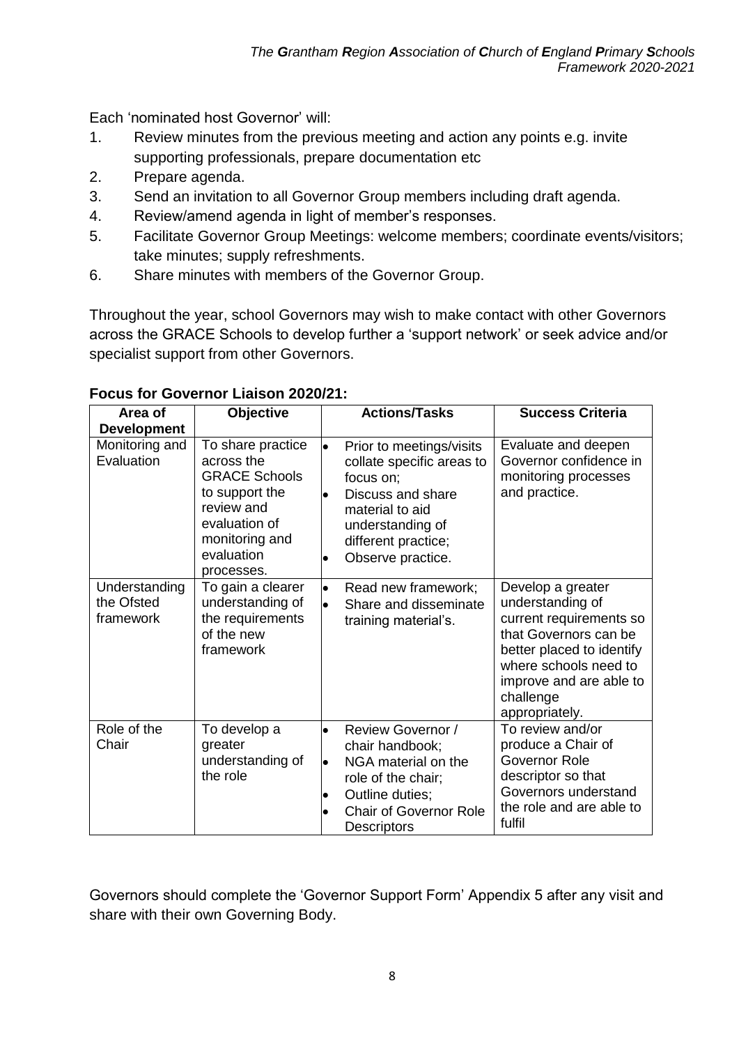Each 'nominated host Governor' will:

1. Review minutes from the previous meeting and action any points e.g. invite supporting professionals, prepare documentation etc
2. Prepare agenda.
3. Send an invitation to all Governor Group members including draft agenda.
4. Review/amend agenda in light of member's responses.
5. Facilitate Governor Group Meetings: welcome members; coordinate events/visitors; take minutes; supply refreshments.
6. Share minutes with members of the Governor Group.

Throughout the year, school Governors may wish to make contact with other Governors across the GRACE Schools to develop further a 'support network' or seek advice and/or specialist support from other Governors.

**Focus for Governor Liaison 2020/21:**

| Area of Development | Objective | Actions/Tasks | Success Criteria |
|---|---|---|---|
| Monitoring and Evaluation | To share practice across the GRACE Schools to support the review and evaluation of monitoring and evaluation processes. | • Prior to meetings/visits collate specific areas to focus on;<br>• Discuss and share material to aid understanding of different practice;<br>• Observe practice. | Evaluate and deepen Governor confidence in monitoring processes and practice. |
| Understanding the Ofsted framework | To gain a clearer understanding of the requirements of the new framework | • Read new framework;<br>• Share and disseminate training material's. | Develop a greater understanding of current requirements so that Governors can be better placed to identify where schools need to improve and are able to challenge appropriately. |
| Role of the Chair | To develop a greater understanding of the role | • Review Governor / chair handbook;<br>• NGA material on the role of the chair;<br>• Outline duties;<br>• Chair of Governor Role Descriptors | To review and/or produce a Chair of Governor Role descriptor so that Governors understand the role and are able to fulfil |

Governors should complete the 'Governor Support Form' Appendix 5 after any visit and share with their own Governing Body.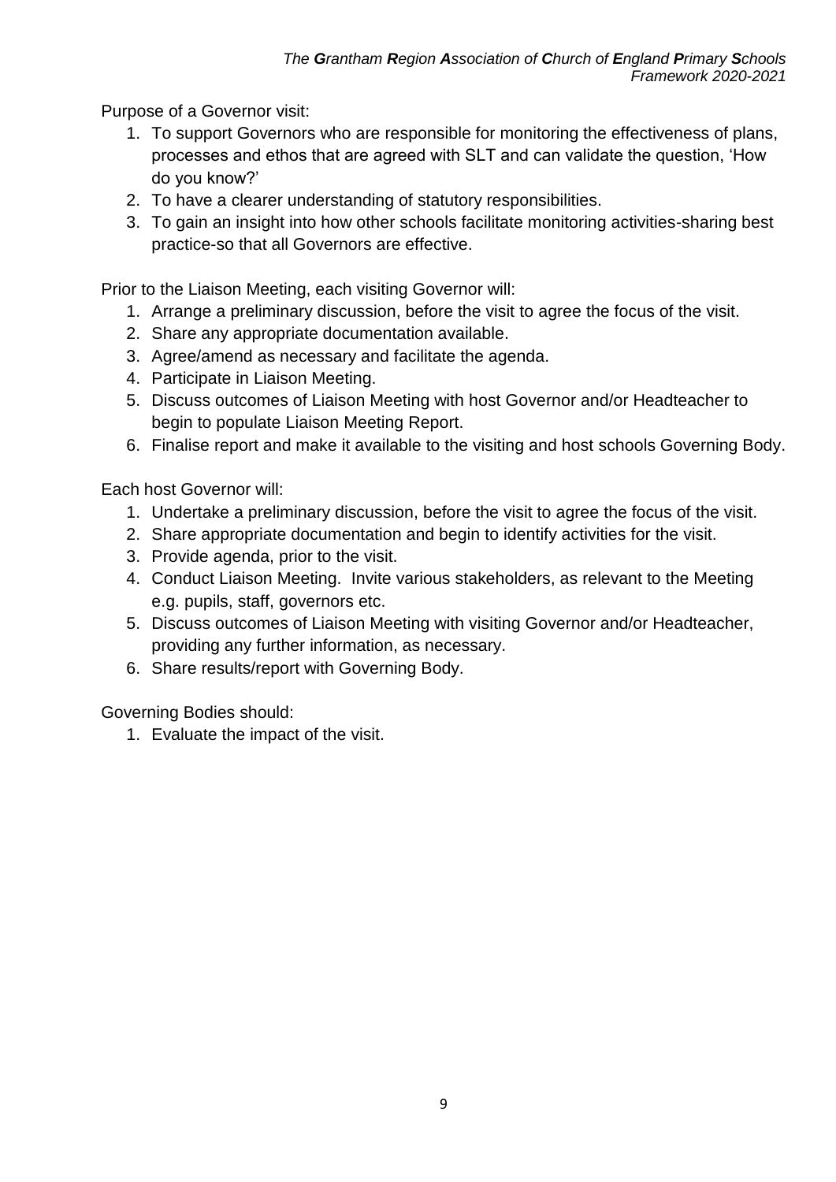Purpose of a Governor visit:

1. To support Governors who are responsible for monitoring the effectiveness of plans, processes and ethos that are agreed with SLT and can validate the question, 'How do you know?'
2. To have a clearer understanding of statutory responsibilities.
3. To gain an insight into how other schools facilitate monitoring activities-sharing best practice-so that all Governors are effective.

Prior to the Liaison Meeting, each visiting Governor will:

1. Arrange a preliminary discussion, before the visit to agree the focus of the visit.
2. Share any appropriate documentation available.
3. Agree/amend as necessary and facilitate the agenda.
4. Participate in Liaison Meeting.
5. Discuss outcomes of Liaison Meeting with host Governor and/or Headteacher to begin to populate Liaison Meeting Report.
6. Finalise report and make it available to the visiting and host schools Governing Body.

Each host Governor will:

1. Undertake a preliminary discussion, before the visit to agree the focus of the visit.
2. Share appropriate documentation and begin to identify activities for the visit.
3. Provide agenda, prior to the visit.
4. Conduct Liaison Meeting. Invite various stakeholders, as relevant to the Meeting e.g. pupils, staff, governors etc.
5. Discuss outcomes of Liaison Meeting with visiting Governor and/or Headteacher, providing any further information, as necessary.
6. Share results/report with Governing Body.

Governing Bodies should:

1. Evaluate the impact of the visit.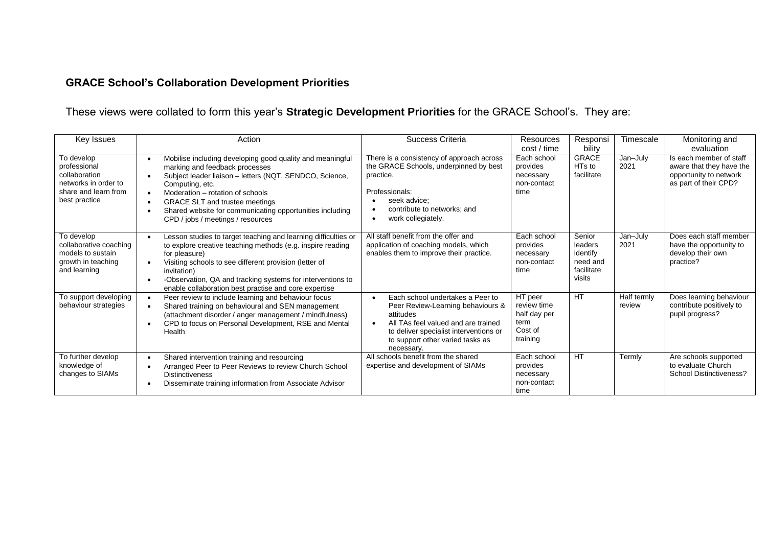## GRACE School's Collaboration Development Priorities

These views were collated to form this year's **Strategic Development Priorities** for the GRACE School's. They are:

| Key Issues | Action | Success Criteria | Resources cost / time | Responsibility | Timescale | Monitoring and evaluation |
|---|---|---|---|---|---|---|
| To develop professional collaboration networks in order to share and learn from best practice | • Mobilise including developing good quality and meaningful marking and feedback processes<br>• Subject leader liaison – letters (NQT, SENDCO, Science, Computing, etc.<br>• Moderation – rotation of schools<br>• GRACE SLT and trustee meetings<br>• Shared website for communicating opportunities including CPD / jobs / meetings / resources | There is a consistency of approach across the GRACE Schools, underpinned by best practice.<br><br>Professionals:<br>• seek advice;<br>• contribute to networks; and<br>• work collegiately. | Each school provides necessary non-contact time | GRACE HTs to facilitate | Jan–July 2021 | Is each member of staff aware that they have the opportunity to network as part of their CPD? |
| To develop collaborative coaching models to sustain growth in teaching and learning | • Lesson studies to target teaching and learning difficulties or to explore creative teaching methods (e.g. inspire reading for pleasure)<br>• Visiting schools to see different provision (letter of invitation)<br>• -Observation, QA and tracking systems for interventions to enable collaboration best practise and core expertise | All staff benefit from the offer and application of coaching models, which enables them to improve their practice. | Each school provides necessary non-contact time | Senior leaders identify need and facilitate visits | Jan–July 2021 | Does each staff member have the opportunity to develop their own practice? |
| To support developing behaviour strategies | • Peer review to include learning and behaviour focus<br>• Shared training on behavioural and SEN management (attachment disorder / anger management / mindfulness)<br>• CPD to focus on Personal Development, RSE and Mental Health | • Each school undertakes a Peer to Peer Review-Learning behaviours & attitudes<br>• All TAs feel valued and are trained to deliver specialist interventions or to support other varied tasks as necessary. | HT peer review time half day per term<br>Cost of training | HT | Half termly review | Does learning behaviour contribute positively to pupil progress? |
| To further develop knowledge of changes to SIAMs | • Shared intervention training and resourcing<br>• Arranged Peer to Peer Reviews to review Church School Distinctiveness<br>• Disseminate training information from Associate Advisor | All schools benefit from the shared expertise and development of SIAMs | Each school provides necessary non-contact time | HT | Termly | Are schools supported to evaluate Church School Distinctiveness? |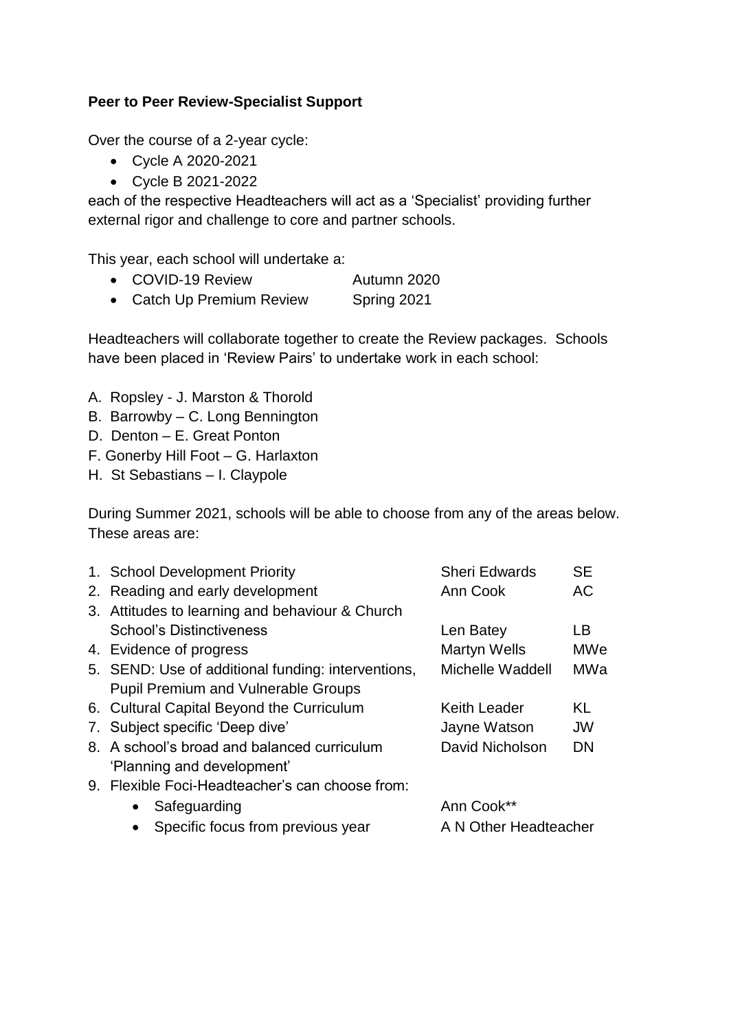**Peer to Peer Review-Specialist Support**

Over the course of a 2-year cycle:

- Cycle A 2020-2021
- Cycle B 2021-2022

each of the respective Headteachers will act as a 'Specialist' providing further external rigor and challenge to core and partner schools.

This year, each school will undertake a:

- COVID-19 Review Autumn 2020
- Catch Up Premium Review Spring 2021

Headteachers will collaborate together to create the Review packages. Schools have been placed in 'Review Pairs' to undertake work in each school:

A. Ropsley - J. Marston & Thorold
B. Barrowby – C. Long Bennington
D. Denton – E. Great Ponton
F. Gonerby Hill Foot – G. Harlaxton
H. St Sebastians – I. Claypole

During Summer 2021, schools will be able to choose from any of the areas below. These areas are:

| Area | Headteacher | Initials |
|---|---|---|
| 1. School Development Priority | Sheri Edwards | SE |
| 2. Reading and early development | Ann Cook | AC |
| 3. Attitudes to learning and behaviour & Church School's Distinctiveness | Len Batey | LB |
| 4. Evidence of progress | Martyn Wells | MWe |
| 5. SEND: Use of additional funding: interventions, Pupil Premium and Vulnerable Groups | Michelle Waddell | MWa |
| 6. Cultural Capital Beyond the Curriculum | Keith Leader | KL |
| 7. Subject specific 'Deep dive' | Jayne Watson | JW |
| 8. A school's broad and balanced curriculum 'Planning and development' | David Nicholson | DN |
| 9. Flexible Foci-Headteacher's can choose from: | | |
| • Safeguarding | Ann Cook** | |
| • Specific focus from previous year | A N Other Headteacher | |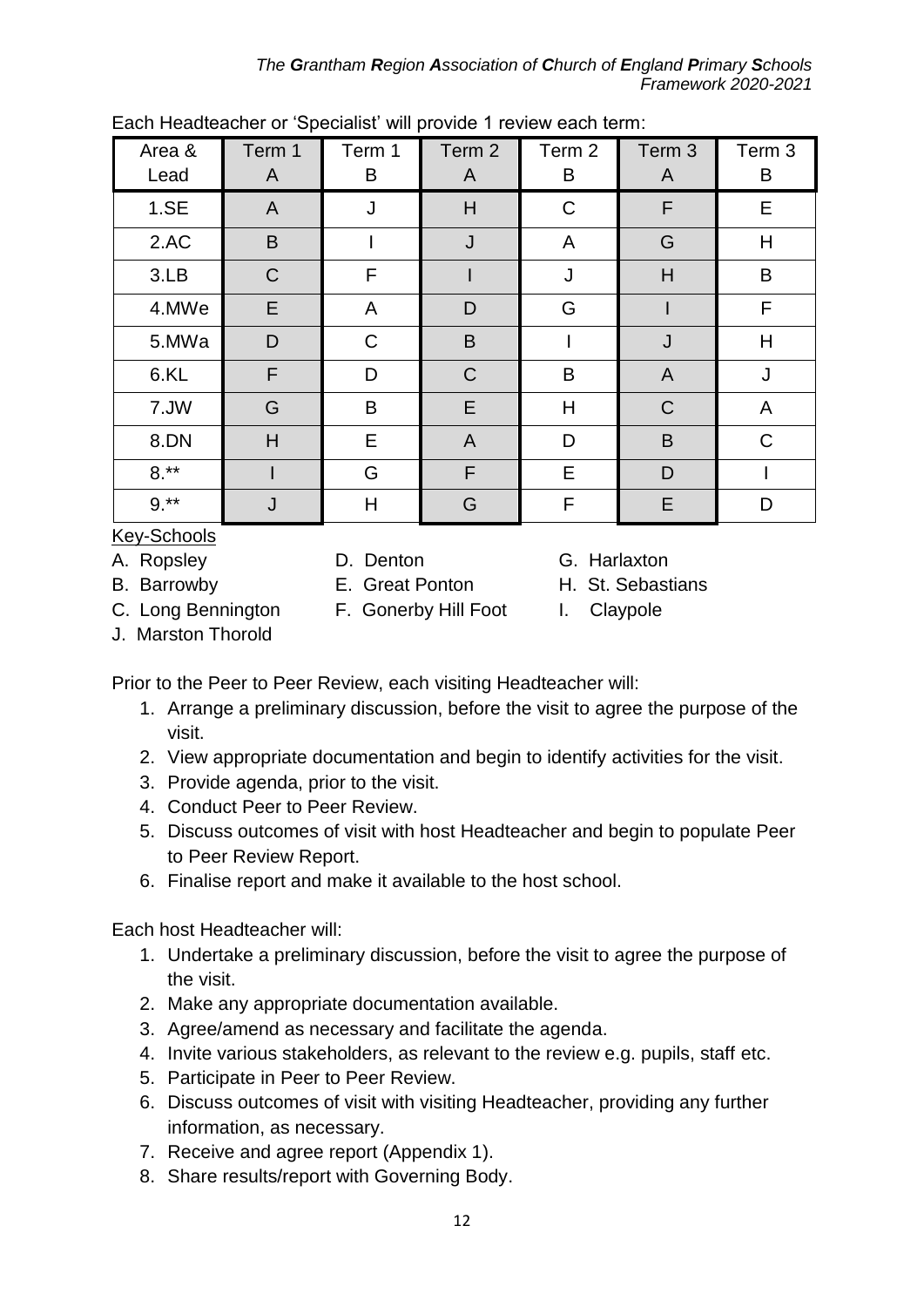Each Headteacher or 'Specialist' will provide 1 review each term:

| Area & Lead | Term 1 A | Term 1 B | Term 2 A | Term 2 B | Term 3 A | Term 3 B |
|---|---|---|---|---|---|---|
| 1.SE | A | J | H | C | F | E |
| 2.AC | B | I | J | A | G | H |
| 3.LB | C | F | I | J | H | B |
| 4.MWe | E | A | D | G | I | F |
| 5.MWa | D | C | B | I | J | H |
| 6.KL | F | D | C | B | A | J |
| 7.JW | G | B | E | H | C | A |
| 8.DN | H | E | A | D | B | C |
| 8.** | I | G | F | E | D | I |
| 9.** | J | H | G | F | E | D |

Key-Schools

A. Ropsley
B. Barrowby
C. Long Bennington
D. Denton
E. Great Ponton
F. Gonerby Hill Foot
G. Harlaxton
H. St. Sebastians
I. Claypole
J. Marston Thorold

Prior to the Peer to Peer Review, each visiting Headteacher will:

1. Arrange a preliminary discussion, before the visit to agree the purpose of the visit.
2. View appropriate documentation and begin to identify activities for the visit.
3. Provide agenda, prior to the visit.
4. Conduct Peer to Peer Review.
5. Discuss outcomes of visit with host Headteacher and begin to populate Peer to Peer Review Report.
6. Finalise report and make it available to the host school.

Each host Headteacher will:

1. Undertake a preliminary discussion, before the visit to agree the purpose of the visit.
2. Make any appropriate documentation available.
3. Agree/amend as necessary and facilitate the agenda.
4. Invite various stakeholders, as relevant to the review e.g. pupils, staff etc.
5. Participate in Peer to Peer Review.
6. Discuss outcomes of visit with visiting Headteacher, providing any further information, as necessary.
7. Receive and agree report (Appendix 1).
8. Share results/report with Governing Body.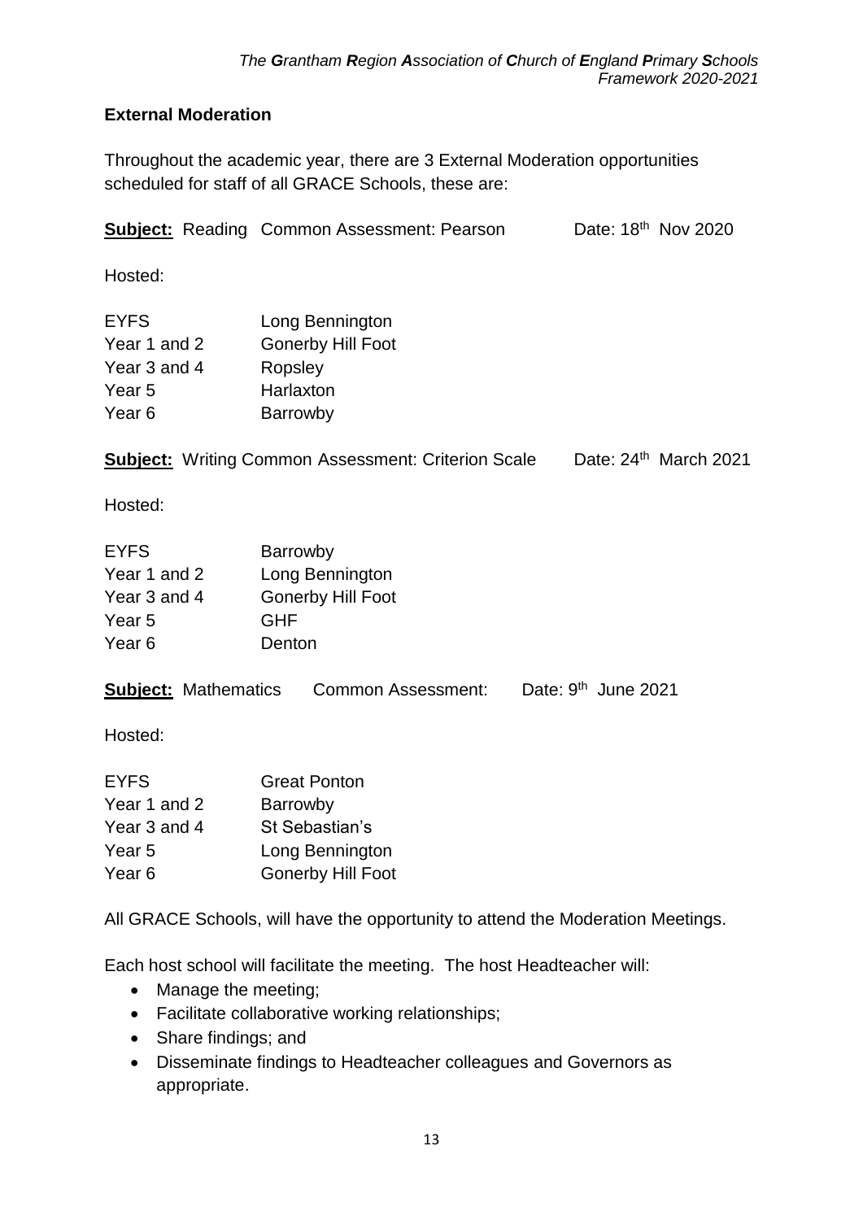## External Moderation

Throughout the academic year, there are 3 External Moderation opportunities scheduled for staff of all GRACE Schools, these are:

**Subject:** Reading Common Assessment: Pearson Date: 18th Nov 2020

Hosted:

| | |
|---|---|
| EYFS | Long Bennington |
| Year 1 and 2 | Gonerby Hill Foot |
| Year 3 and 4 | Ropsley |
| Year 5 | Harlaxton |
| Year 6 | Barrowby |

**Subject:** Writing Common Assessment: Criterion Scale Date: 24th March 2021

Hosted:

| | |
|---|---|
| EYFS | Barrowby |
| Year 1 and 2 | Long Bennington |
| Year 3 and 4 | Gonerby Hill Foot |
| Year 5 | GHF |
| Year 6 | Denton |

**Subject:** Mathematics Common Assessment: Date: 9th June 2021

Hosted:

| | |
|---|---|
| EYFS | Great Ponton |
| Year 1 and 2 | Barrowby |
| Year 3 and 4 | St Sebastian's |
| Year 5 | Long Bennington |
| Year 6 | Gonerby Hill Foot |

All GRACE Schools, will have the opportunity to attend the Moderation Meetings.

Each host school will facilitate the meeting. The host Headteacher will:

- Manage the meeting;
- Facilitate collaborative working relationships;
- Share findings; and
- Disseminate findings to Headteacher colleagues and Governors as appropriate.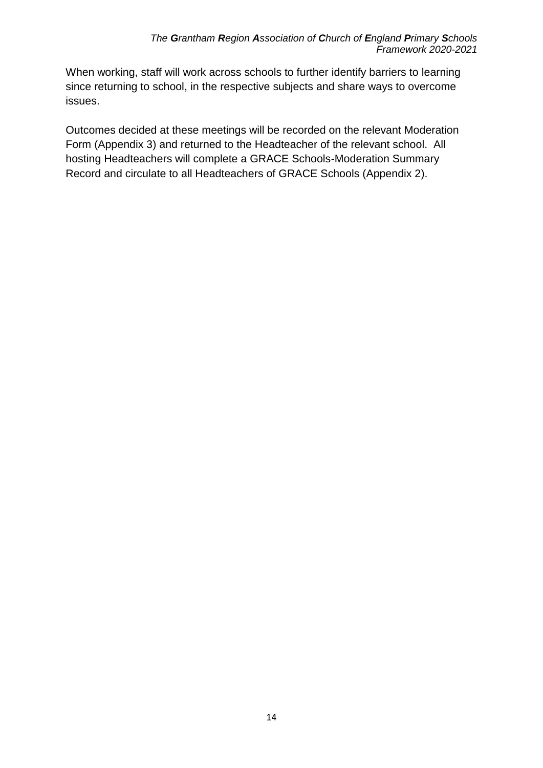When working, staff will work across schools to further identify barriers to learning since returning to school, in the respective subjects and share ways to overcome issues.

Outcomes decided at these meetings will be recorded on the relevant Moderation Form (Appendix 3) and returned to the Headteacher of the relevant school. All hosting Headteachers will complete a GRACE Schools-Moderation Summary Record and circulate to all Headteachers of GRACE Schools (Appendix 2).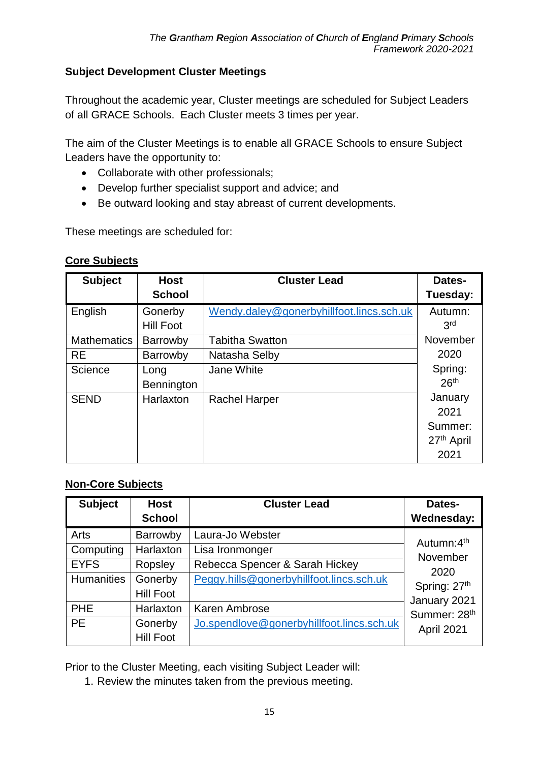## Subject Development Cluster Meetings

Throughout the academic year, Cluster meetings are scheduled for Subject Leaders of all GRACE Schools. Each Cluster meets 3 times per year.

The aim of the Cluster Meetings is to enable all GRACE Schools to ensure Subject Leaders have the opportunity to:

- Collaborate with other professionals;
- Develop further specialist support and advice; and
- Be outward looking and stay abreast of current developments.

These meetings are scheduled for:

### Core Subjects

| Subject | Host School | Cluster Lead | Dates- Tuesday: |
|---|---|---|---|
| English | Gonerby Hill Foot | Wendy.daley@gonerbyhillfoot.lincs.sch.uk | Autumn: 3rd November 2020 Spring: 26th January 2021 Summer: 27th April 2021 |
| Mathematics | Barrowby | Tabitha Swatton | |
| RE | Barrowby | Natasha Selby | |
| Science | Long Bennington | Jane White | |
| SEND | Harlaxton | Rachel Harper | |

### Non-Core Subjects

| Subject | Host School | Cluster Lead | Dates- Wednesday: |
|---|---|---|---|
| Arts | Barrowby | Laura-Jo Webster | Autumn: 4th November 2020 Spring: 27th January 2021 Summer: 28th April 2021 |
| Computing | Harlaxton | Lisa Ironmonger | |
| EYFS | Ropsley | Rebecca Spencer & Sarah Hickey | |
| Humanities | Gonerby Hill Foot | Peggy.hills@gonerbyhillfoot.lincs.sch.uk | |
| PHE | Harlaxton | Karen Ambrose | |
| PE | Gonerby Hill Foot | Jo.spendlove@gonerbyhillfoot.lincs.sch.uk | |

Prior to the Cluster Meeting, each visiting Subject Leader will:

1. Review the minutes taken from the previous meeting.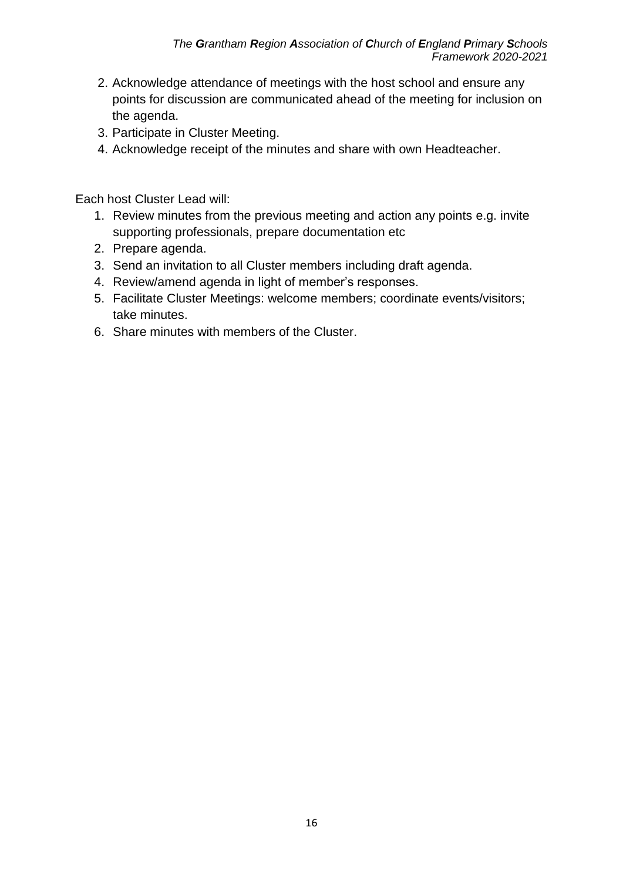2. Acknowledge attendance of meetings with the host school and ensure any points for discussion are communicated ahead of the meeting for inclusion on the agenda.
3. Participate in Cluster Meeting.
4. Acknowledge receipt of the minutes and share with own Headteacher.

Each host Cluster Lead will:

1. Review minutes from the previous meeting and action any points e.g. invite supporting professionals, prepare documentation etc
2. Prepare agenda.
3. Send an invitation to all Cluster members including draft agenda.
4. Review/amend agenda in light of member's responses.
5. Facilitate Cluster Meetings: welcome members; coordinate events/visitors; take minutes.
6. Share minutes with members of the Cluster.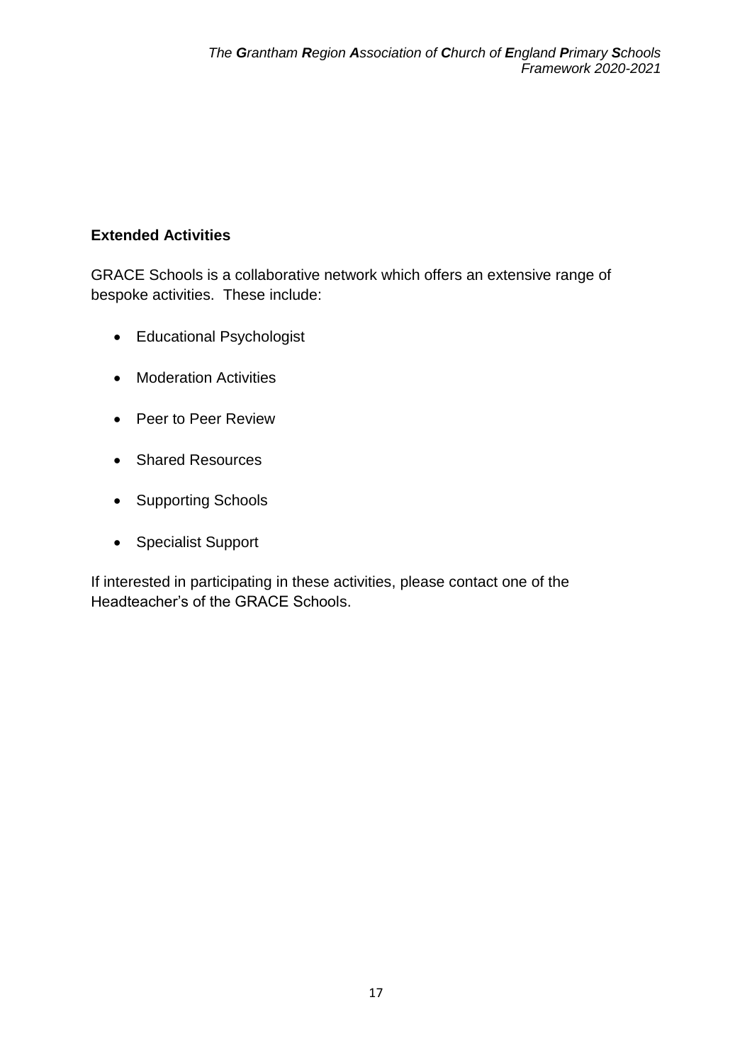**Extended Activities**

GRACE Schools is a collaborative network which offers an extensive range of bespoke activities. These include:

- Educational Psychologist
- Moderation Activities
- Peer to Peer Review
- Shared Resources
- Supporting Schools
- Specialist Support

If interested in participating in these activities, please contact one of the Headteacher's of the GRACE Schools.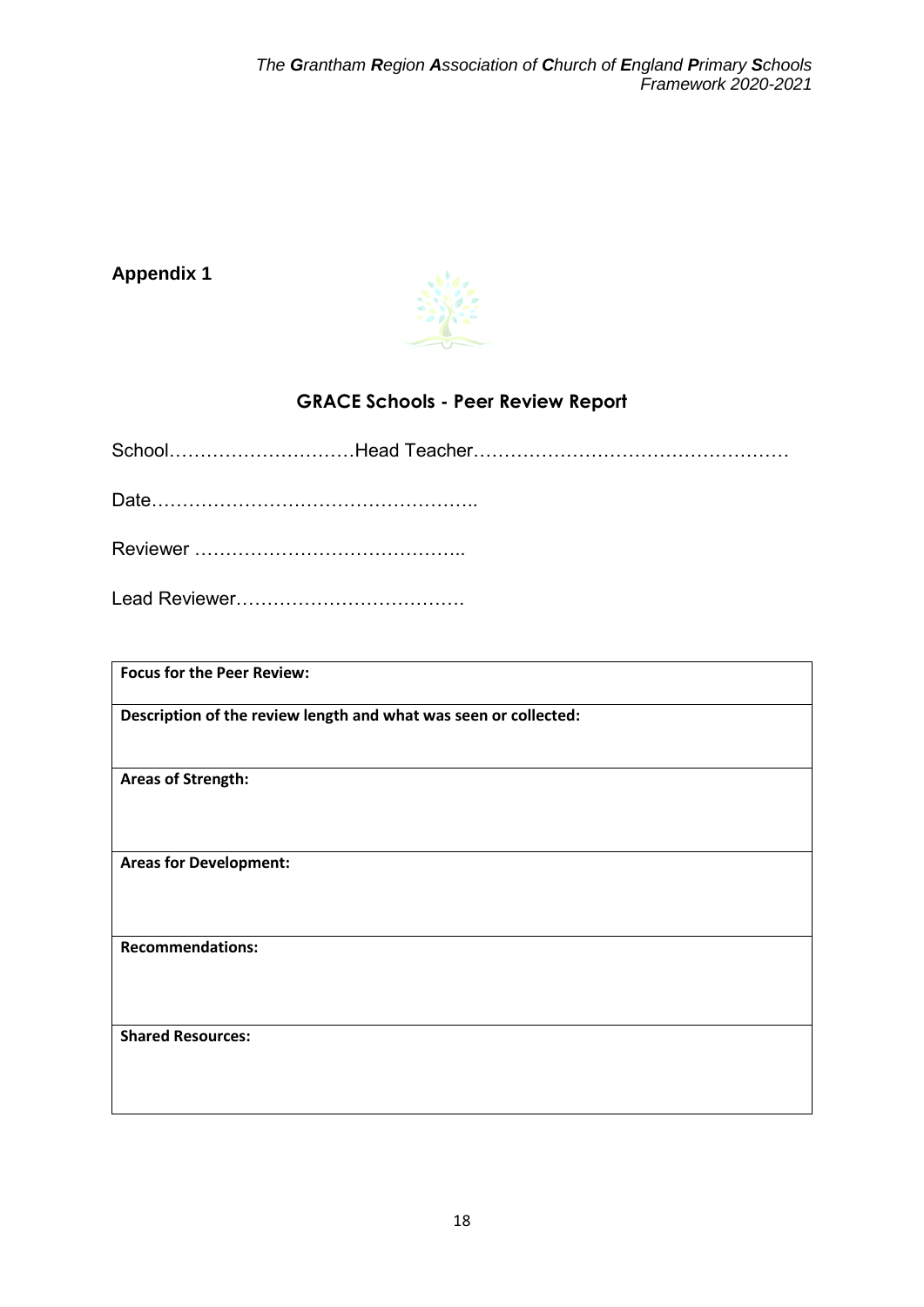**Appendix 1**

## GRACE Schools - Peer Review Report

School…………………………Head Teacher……………………………………………

Date……………………………………………..

Reviewer ……………………………………..

Lead Reviewer……………………………….

| **Focus for the Peer Review:** |
|---|
| **Description of the review length and what was seen or collected:** |
| **Areas of Strength:** |
| **Areas for Development:** |
| **Recommendations:** |
| **Shared Resources:** |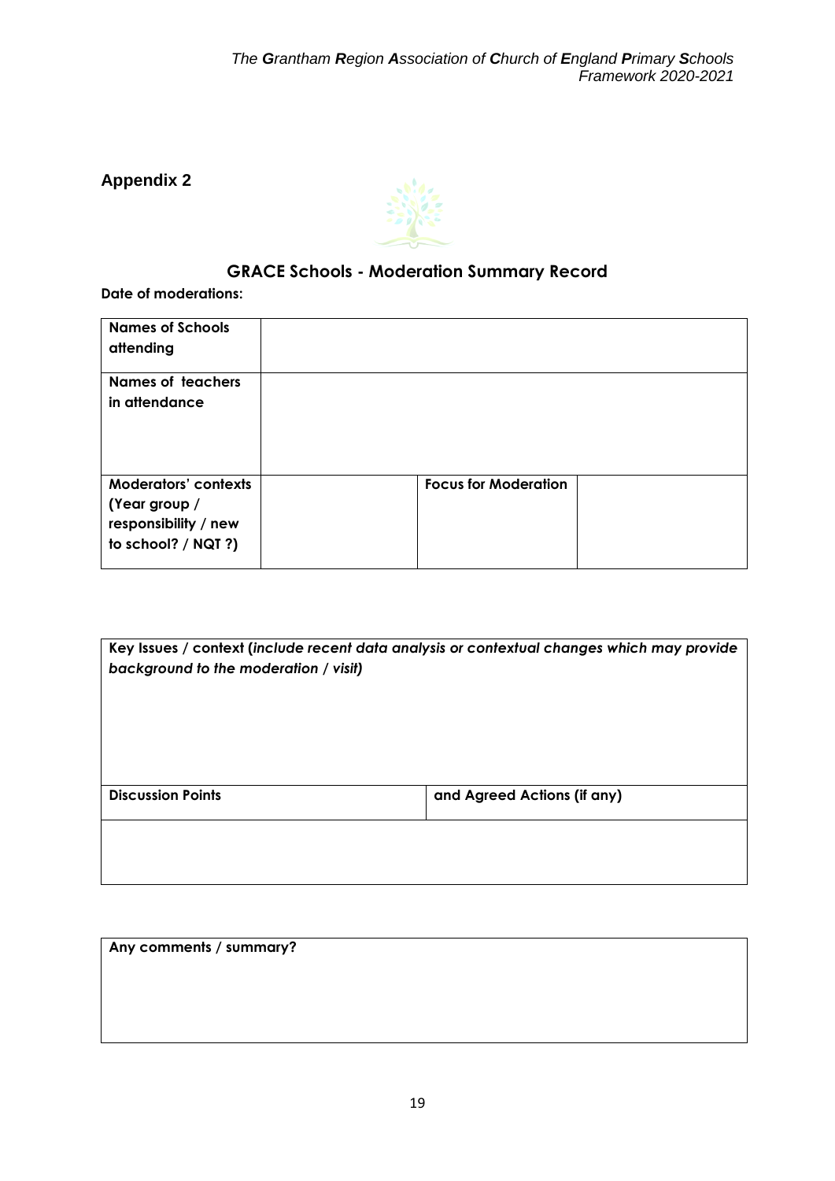## Appendix 2

### GRACE Schools - Moderation Summary Record

**Date of moderations:**

| **Names of Schools attending** | | | |
|---|---|---|---|
| **Names of teachers in attendance** | | | |
| **Moderators' contexts (Year group / responsibility / new to school? / NQT ?)** | | **Focus for Moderation** | |

| **Key Issues / context (*include recent data analysis or contextual changes which may provide background to the moderation / visit)*** | |
|---|---|
| **Discussion Points** | **and Agreed Actions (if any)** |
| | |

| **Any comments / summary?** |
|---|
| |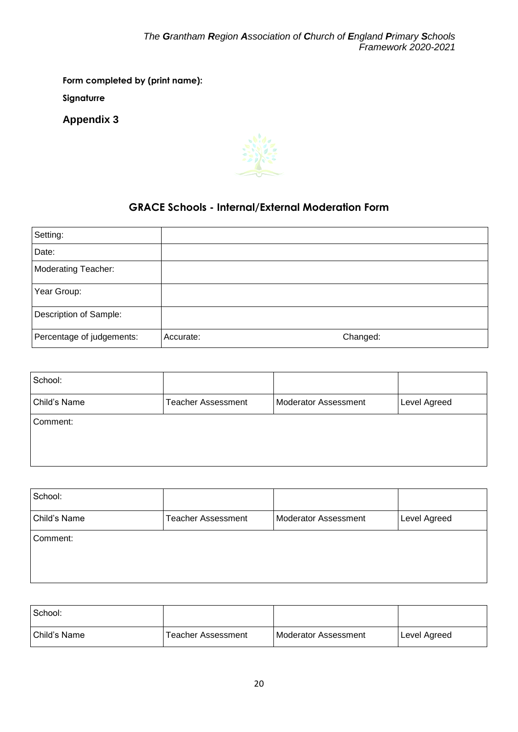**Form completed by (print name):**

**Signaturre**

## Appendix 3

## GRACE Schools - Internal/External Moderation Form

| Setting: | | |
|---|---|---|
| Date: | | |
| Moderating Teacher: | | |
| Year Group: | | |
| Description of Sample: | | |
| Percentage of judgements: | Accurate: | Changed: |

| School: | | | |
|---|---|---|---|
| Child's Name | Teacher Assessment | Moderator Assessment | Level Agreed |
| Comment: | | | |

| School: | | | |
|---|---|---|---|
| Child's Name | Teacher Assessment | Moderator Assessment | Level Agreed |
| Comment: | | | |

| School: | | | |
|---|---|---|---|
| Child's Name | Teacher Assessment | Moderator Assessment | Level Agreed |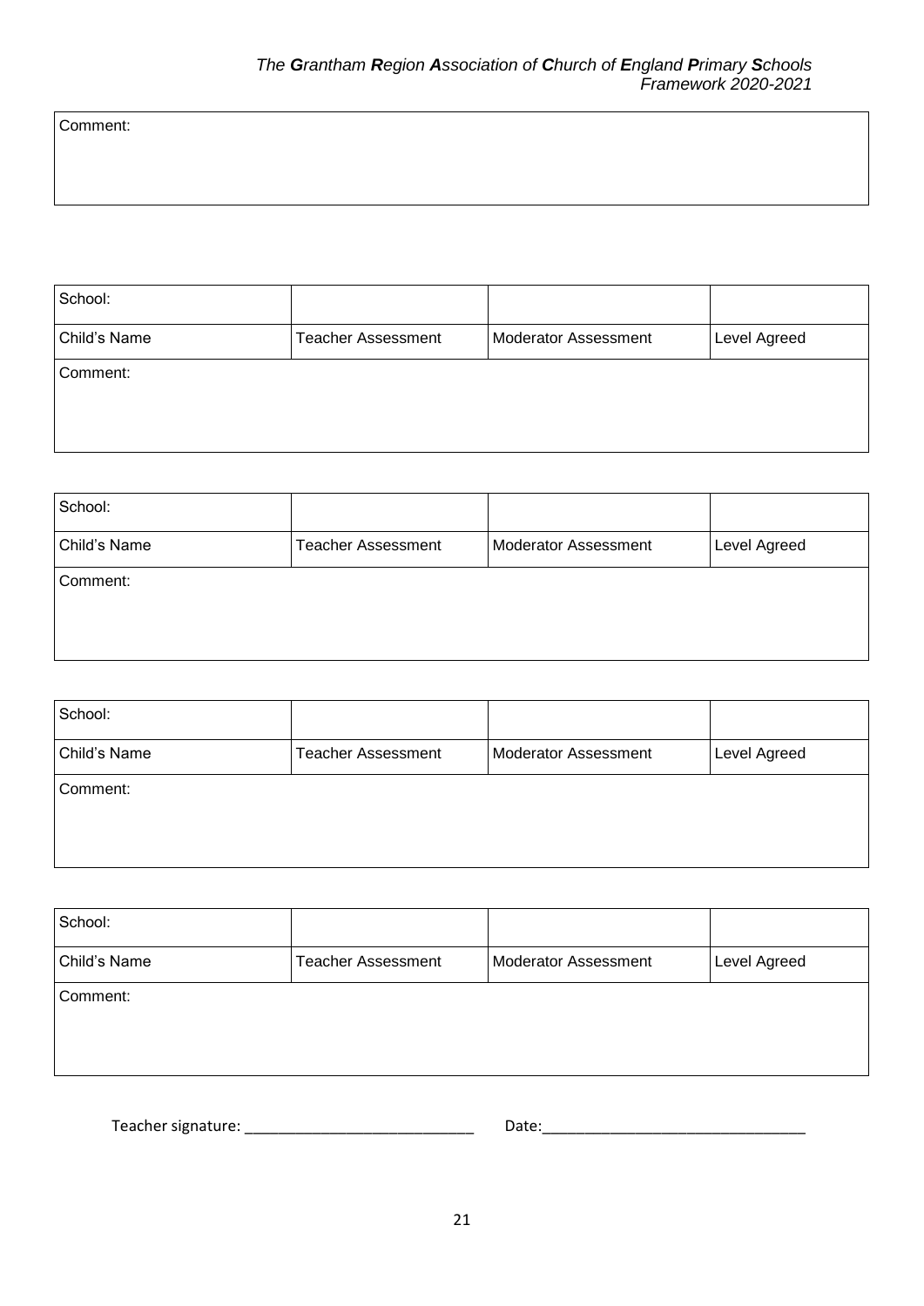| Comment: |
|---|
| |

| School: | | | |
|---|---|---|---|
| Child's Name | Teacher Assessment | Moderator Assessment | Level Agreed |
| Comment: | | | |

| School: | | | |
|---|---|---|---|
| Child's Name | Teacher Assessment | Moderator Assessment | Level Agreed |
| Comment: | | | |

| School: | | | |
|---|---|---|---|
| Child's Name | Teacher Assessment | Moderator Assessment | Level Agreed |
| Comment: | | | |

| School: | | | |
|---|---|---|---|
| Child's Name | Teacher Assessment | Moderator Assessment | Level Agreed |
| Comment: | | | |

Teacher signature: ___________________________ Date:_______________________________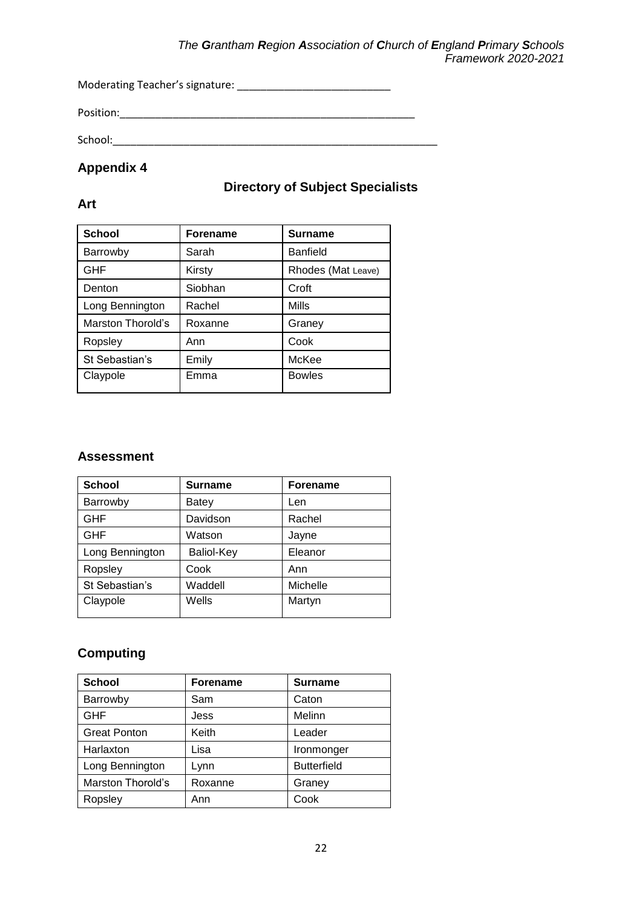Moderating Teacher's signature: ___________________________

Position:_____________________________________________________

School:___________________________________________________________

## Appendix 4

### Directory of Subject Specialists

### Art

| School | Forename | Surname |
|---|---|---|
| Barrowby | Sarah | Banfield |
| GHF | Kirsty | Rhodes (Mat Leave) |
| Denton | Siobhan | Croft |
| Long Bennington | Rachel | Mills |
| Marston Thorold's | Roxanne | Graney |
| Ropsley | Ann | Cook |
| St Sebastian's | Emily | McKee |
| Claypole | Emma | Bowles |

### Assessment

| School | Surname | Forename |
|---|---|---|
| Barrowby | Batey | Len |
| GHF | Davidson | Rachel |
| GHF | Watson | Jayne |
| Long Bennington | Baliol-Key | Eleanor |
| Ropsley | Cook | Ann |
| St Sebastian's | Waddell | Michelle |
| Claypole | Wells | Martyn |

### Computing

| School | Forename | Surname |
|---|---|---|
| Barrowby | Sam | Caton |
| GHF | Jess | Melinn |
| Great Ponton | Keith | Leader |
| Harlaxton | Lisa | Ironmonger |
| Long Bennington | Lynn | Butterfield |
| Marston Thorold's | Roxanne | Graney |
| Ropsley | Ann | Cook |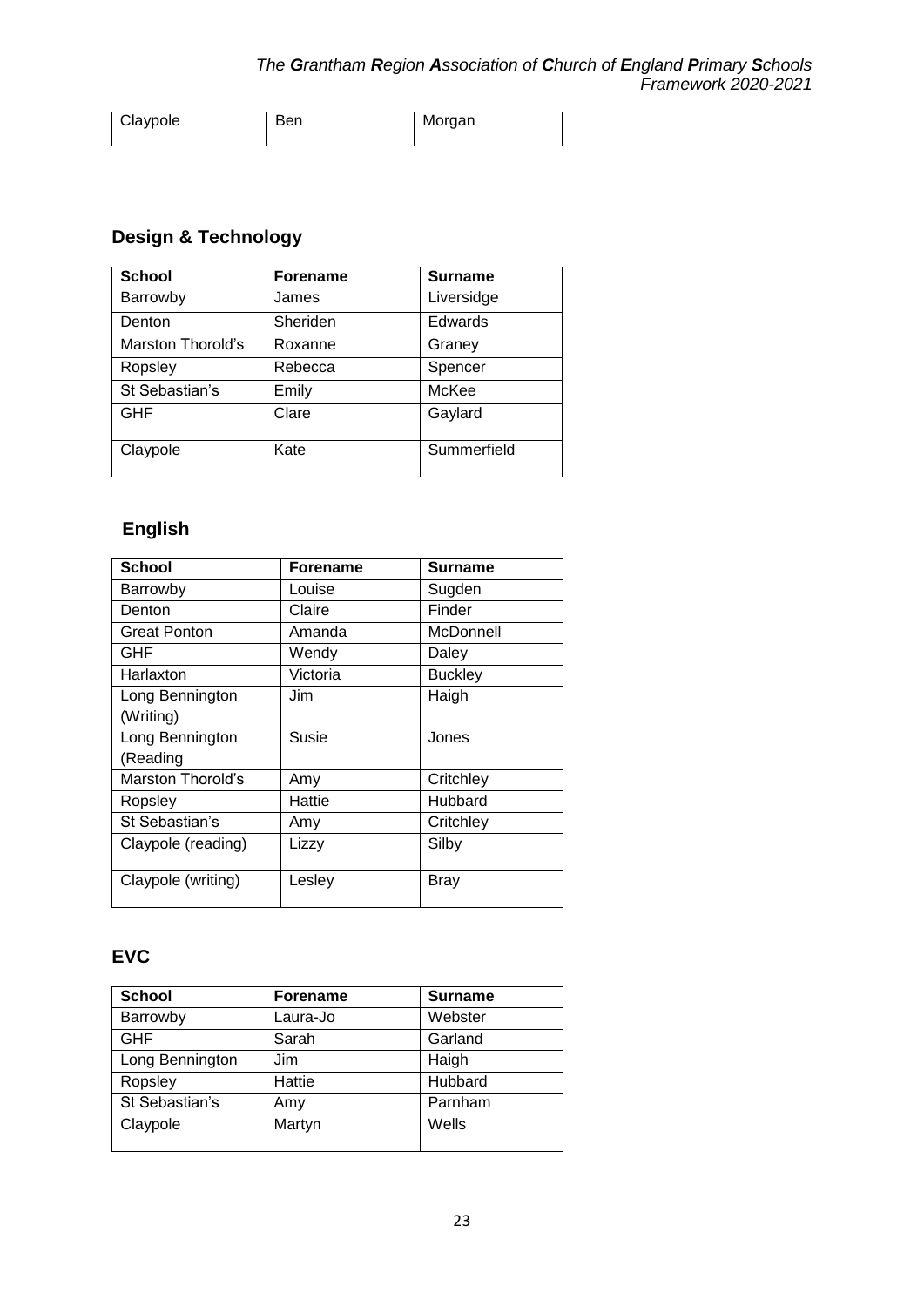| Claypole | Ben | Morgan |
|---|---|---|

## Design & Technology

| School | Forename | Surname |
|---|---|---|
| Barrowby | James | Liversidge |
| Denton | Sheriden | Edwards |
| Marston Thorold's | Roxanne | Graney |
| Ropsley | Rebecca | Spencer |
| St Sebastian's | Emily | McKee |
| GHF | Clare | Gaylard |
| Claypole | Kate | Summerfield |

## English

| School | Forename | Surname |
|---|---|---|
| Barrowby | Louise | Sugden |
| Denton | Claire | Finder |
| Great Ponton | Amanda | McDonnell |
| GHF | Wendy | Daley |
| Harlaxton | Victoria | Buckley |
| Long Bennington (Writing) | Jim | Haigh |
| Long Bennington (Reading | Susie | Jones |
| Marston Thorold's | Amy | Critchley |
| Ropsley | Hattie | Hubbard |
| St Sebastian's | Amy | Critchley |
| Claypole (reading) | Lizzy | Silby |
| Claypole (writing) | Lesley | Bray |

## EVC

| School | Forename | Surname |
|---|---|---|
| Barrowby | Laura-Jo | Webster |
| GHF | Sarah | Garland |
| Long Bennington | Jim | Haigh |
| Ropsley | Hattie | Hubbard |
| St Sebastian's | Amy | Parnham |
| Claypole | Martyn | Wells |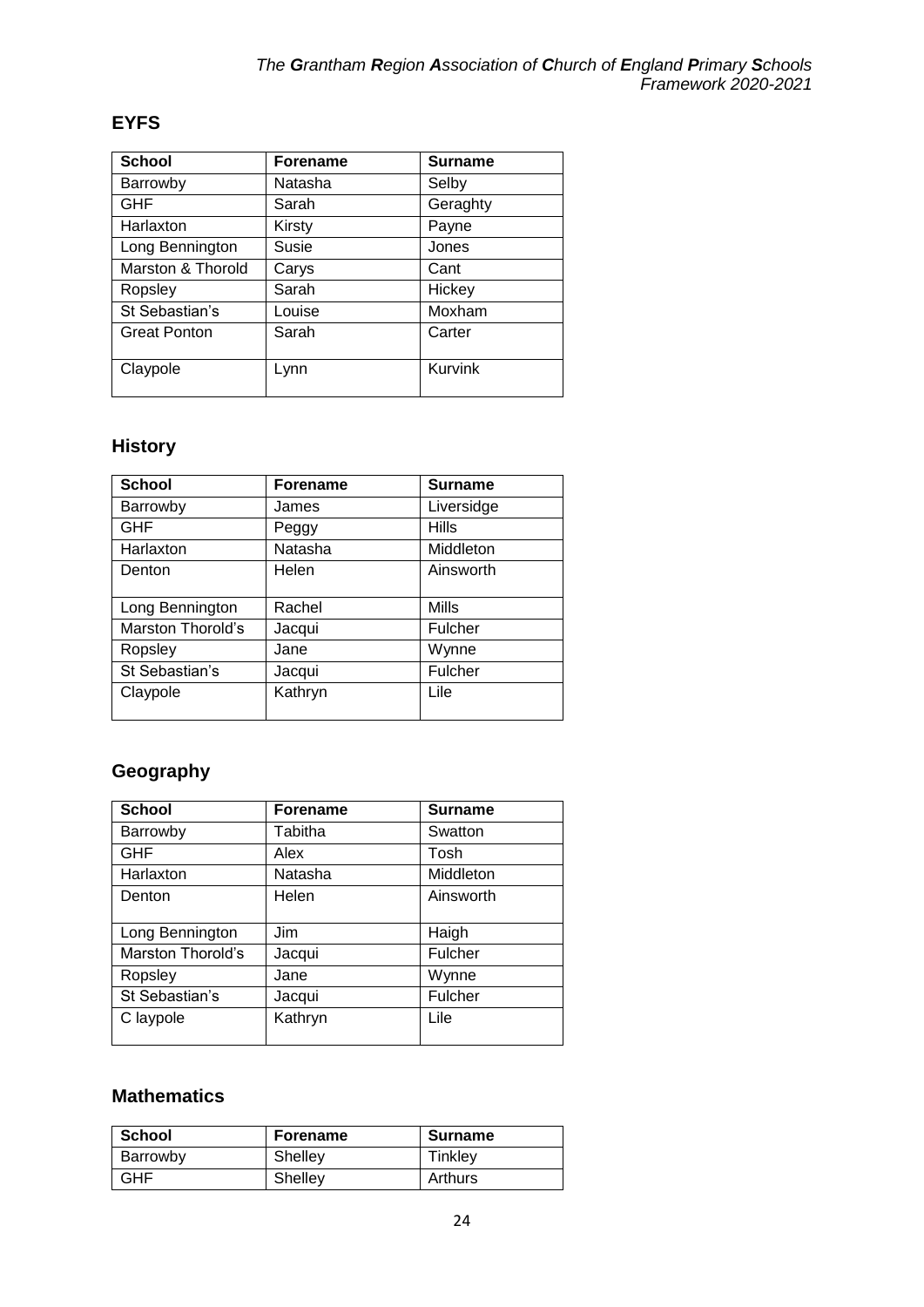## EYFS

| School | Forename | Surname |
|---|---|---|
| Barrowby | Natasha | Selby |
| GHF | Sarah | Geraghty |
| Harlaxton | Kirsty | Payne |
| Long Bennington | Susie | Jones |
| Marston & Thorold | Carys | Cant |
| Ropsley | Sarah | Hickey |
| St Sebastian's | Louise | Moxham |
| Great Ponton | Sarah | Carter |
| Claypole | Lynn | Kurvink |

## History

| School | Forename | Surname |
|---|---|---|
| Barrowby | James | Liversidge |
| GHF | Peggy | Hills |
| Harlaxton | Natasha | Middleton |
| Denton | Helen | Ainsworth |
| Long Bennington | Rachel | Mills |
| Marston Thorold's | Jacqui | Fulcher |
| Ropsley | Jane | Wynne |
| St Sebastian's | Jacqui | Fulcher |
| Claypole | Kathryn | Lile |

## Geography

| School | Forename | Surname |
|---|---|---|
| Barrowby | Tabitha | Swatton |
| GHF | Alex | Tosh |
| Harlaxton | Natasha | Middleton |
| Denton | Helen | Ainsworth |
| Long Bennington | Jim | Haigh |
| Marston Thorold's | Jacqui | Fulcher |
| Ropsley | Jane | Wynne |
| St Sebastian's | Jacqui | Fulcher |
| C laypole | Kathryn | Lile |

## Mathematics

| School | Forename | Surname |
|---|---|---|
| Barrowby | Shelley | Tinkley |
| GHF | Shelley | Arthurs |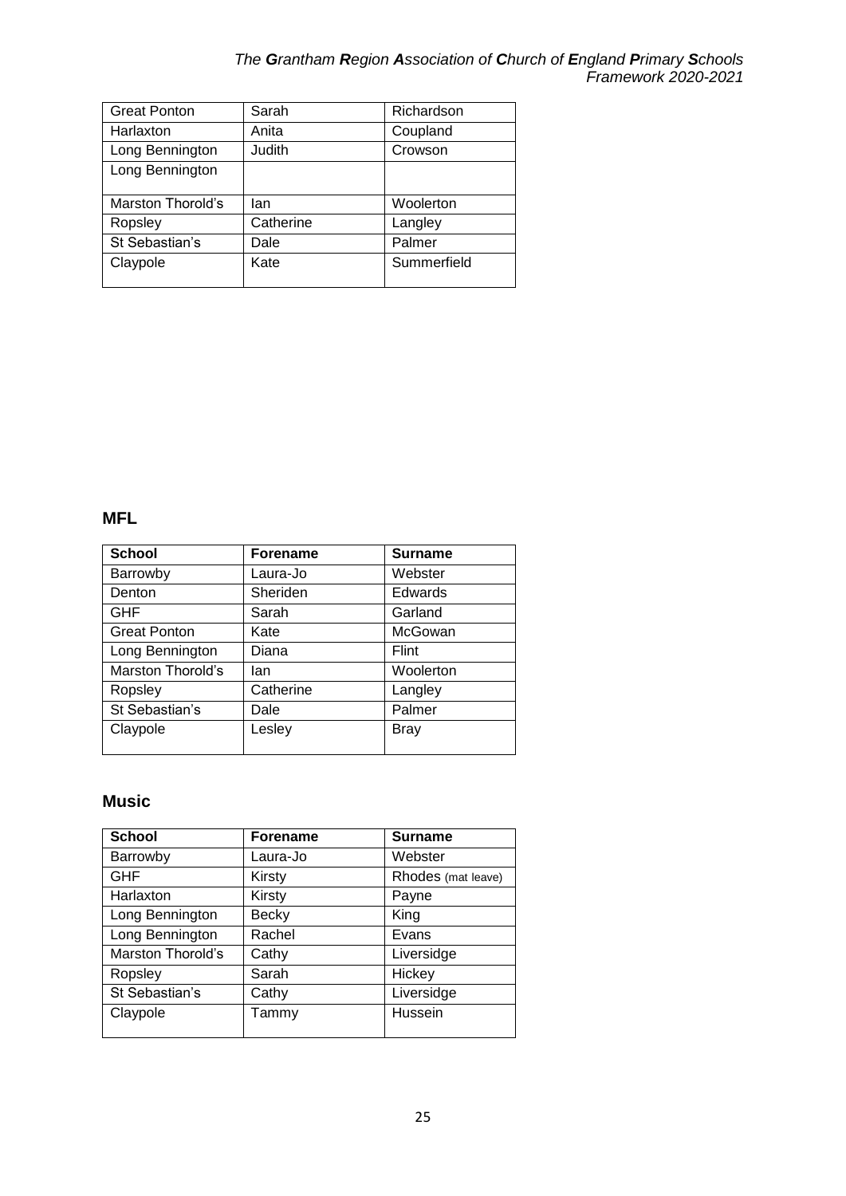| Great Ponton | Sarah | Richardson |
|---|---|---|
| Harlaxton | Anita | Coupland |
| Long Bennington | Judith | Crowson |
| Long Bennington | | |
| Marston Thorold's | Ian | Woolerton |
| Ropsley | Catherine | Langley |
| St Sebastian's | Dale | Palmer |
| Claypole | Kate | Summerfield |

## MFL

| School | Forename | Surname |
|---|---|---|
| Barrowby | Laura-Jo | Webster |
| Denton | Sheriden | Edwards |
| GHF | Sarah | Garland |
| Great Ponton | Kate | McGowan |
| Long Bennington | Diana | Flint |
| Marston Thorold's | Ian | Woolerton |
| Ropsley | Catherine | Langley |
| St Sebastian's | Dale | Palmer |
| Claypole | Lesley | Bray |

## Music

| School | Forename | Surname |
|---|---|---|
| Barrowby | Laura-Jo | Webster |
| GHF | Kirsty | Rhodes (mat leave) |
| Harlaxton | Kirsty | Payne |
| Long Bennington | Becky | King |
| Long Bennington | Rachel | Evans |
| Marston Thorold's | Cathy | Liversidge |
| Ropsley | Sarah | Hickey |
| St Sebastian's | Cathy | Liversidge |
| Claypole | Tammy | Hussein |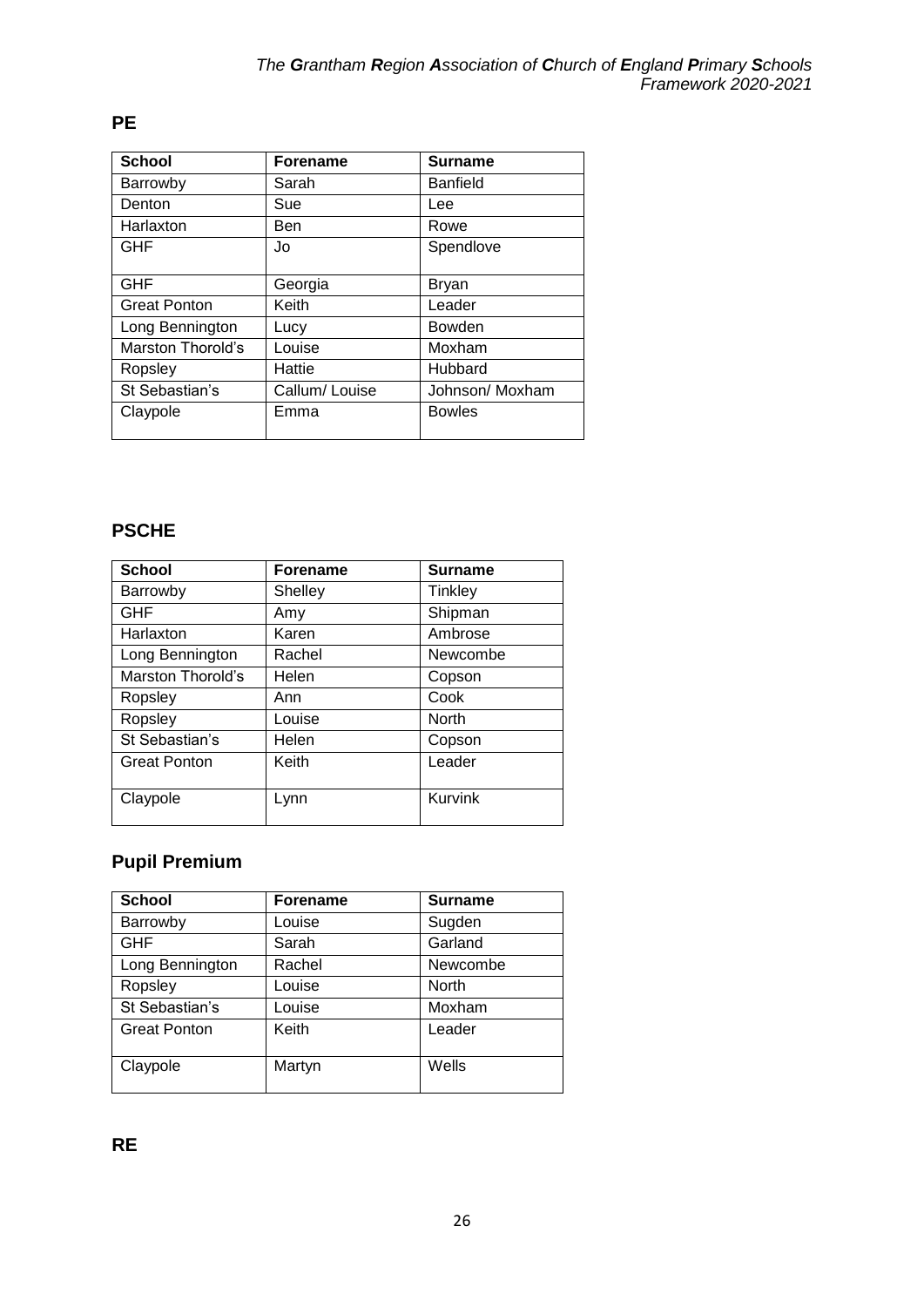## PE

| School | Forename | Surname |
| --- | --- | --- |
| Barrowby | Sarah | Banfield |
| Denton | Sue | Lee |
| Harlaxton | Ben | Rowe |
| GHF | Jo | Spendlove |
| GHF | Georgia | Bryan |
| Great Ponton | Keith | Leader |
| Long Bennington | Lucy | Bowden |
| Marston Thorold's | Louise | Moxham |
| Ropsley | Hattie | Hubbard |
| St Sebastian's | Callum/ Louise | Johnson/ Moxham |
| Claypole | Emma | Bowles |

## PSCHE

| School | Forename | Surname |
| --- | --- | --- |
| Barrowby | Shelley | Tinkley |
| GHF | Amy | Shipman |
| Harlaxton | Karen | Ambrose |
| Long Bennington | Rachel | Newcombe |
| Marston Thorold's | Helen | Copson |
| Ropsley | Ann | Cook |
| Ropsley | Louise | North |
| St Sebastian's | Helen | Copson |
| Great Ponton | Keith | Leader |
| Claypole | Lynn | Kurvink |

## Pupil Premium

| School | Forename | Surname |
| --- | --- | --- |
| Barrowby | Louise | Sugden |
| GHF | Sarah | Garland |
| Long Bennington | Rachel | Newcombe |
| Ropsley | Louise | North |
| St Sebastian's | Louise | Moxham |
| Great Ponton | Keith | Leader |
| Claypole | Martyn | Wells |

## RE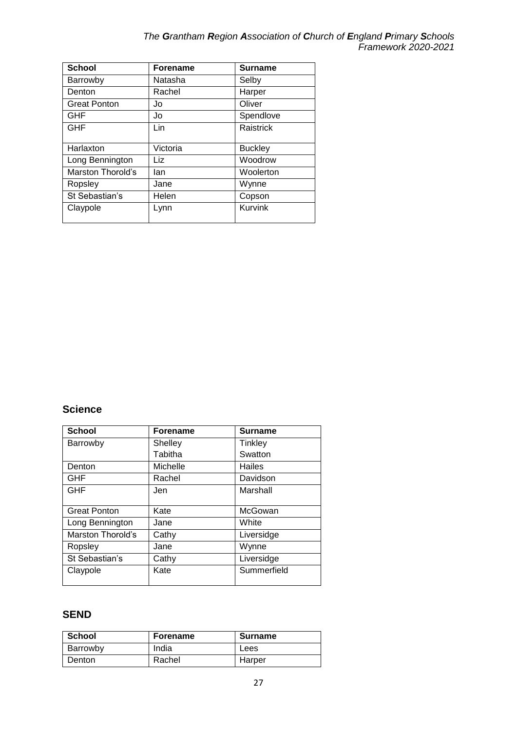| School | Forename | Surname |
| --- | --- | --- |
| Barrowby | Natasha | Selby |
| Denton | Rachel | Harper |
| Great Ponton | Jo | Oliver |
| GHF | Jo | Spendlove |
| GHF | Lin | Raistrick |
| Harlaxton | Victoria | Buckley |
| Long Bennington | Liz | Woodrow |
| Marston Thorold's | Ian | Woolerton |
| Ropsley | Jane | Wynne |
| St Sebastian's | Helen | Copson |
| Claypole | Lynn | Kurvink |

## Science

| School | Forename | Surname |
| --- | --- | --- |
| Barrowby | Shelley<br>Tabitha | Tinkley<br>Swatton |
| Denton | Michelle | Hailes |
| GHF | Rachel | Davidson |
| GHF | Jen | Marshall |
| Great Ponton | Kate | McGowan |
| Long Bennington | Jane | White |
| Marston Thorold's | Cathy | Liversidge |
| Ropsley | Jane | Wynne |
| St Sebastian's | Cathy | Liversidge |
| Claypole | Kate | Summerfield |

## SEND

| School | Forename | Surname |
| --- | --- | --- |
| Barrowby | India | Lees |
| Denton | Rachel | Harper |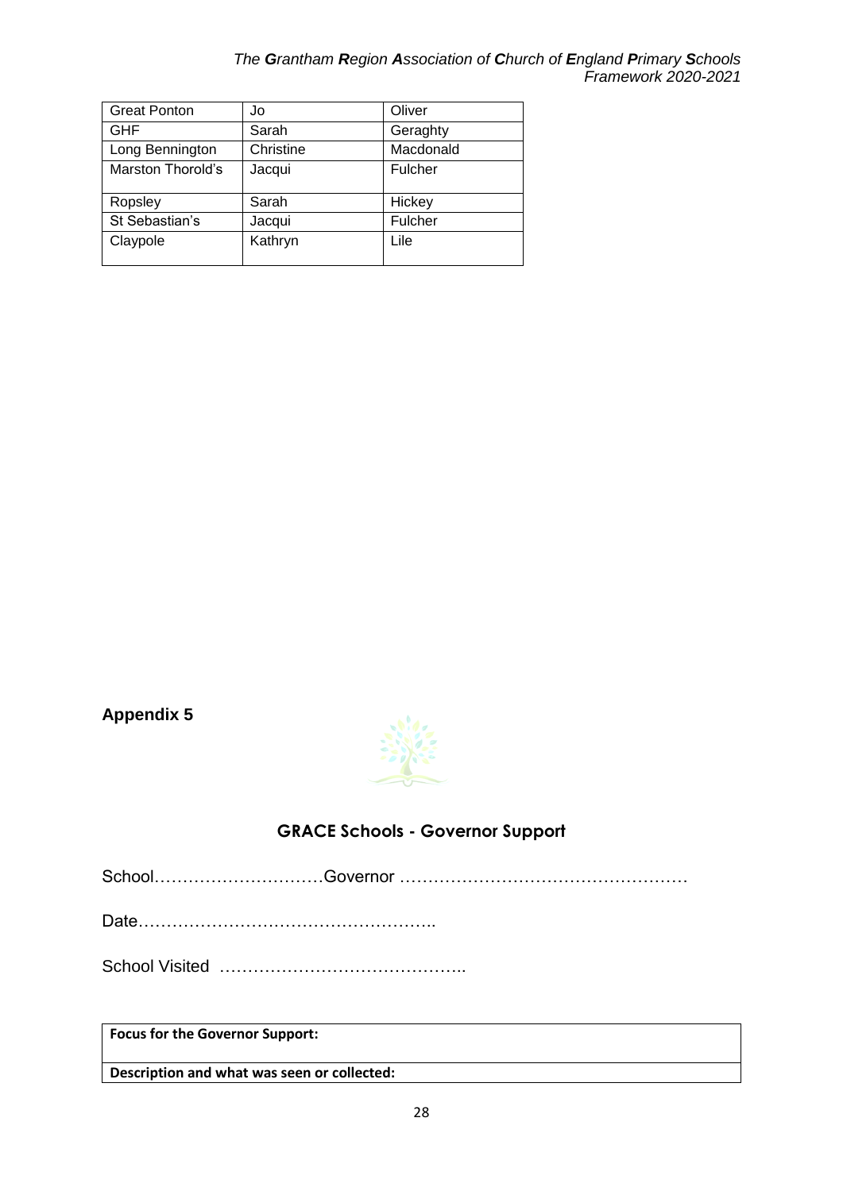| Great Ponton | Jo | Oliver |
|---|---|---|
| GHF | Sarah | Geraghty |
| Long Bennington | Christine | Macdonald |
| Marston Thorold's | Jacqui | Fulcher |
| Ropsley | Sarah | Hickey |
| St Sebastian's | Jacqui | Fulcher |
| Claypole | Kathryn | Lile |

**Appendix 5**

## GRACE Schools - Governor Support

School…………………………Governor ……………………………………………

Date……………………………………………..

School Visited ……………………………………..

| **Focus for the Governor Support:** |
|---|
| **Description and what was seen or collected:** |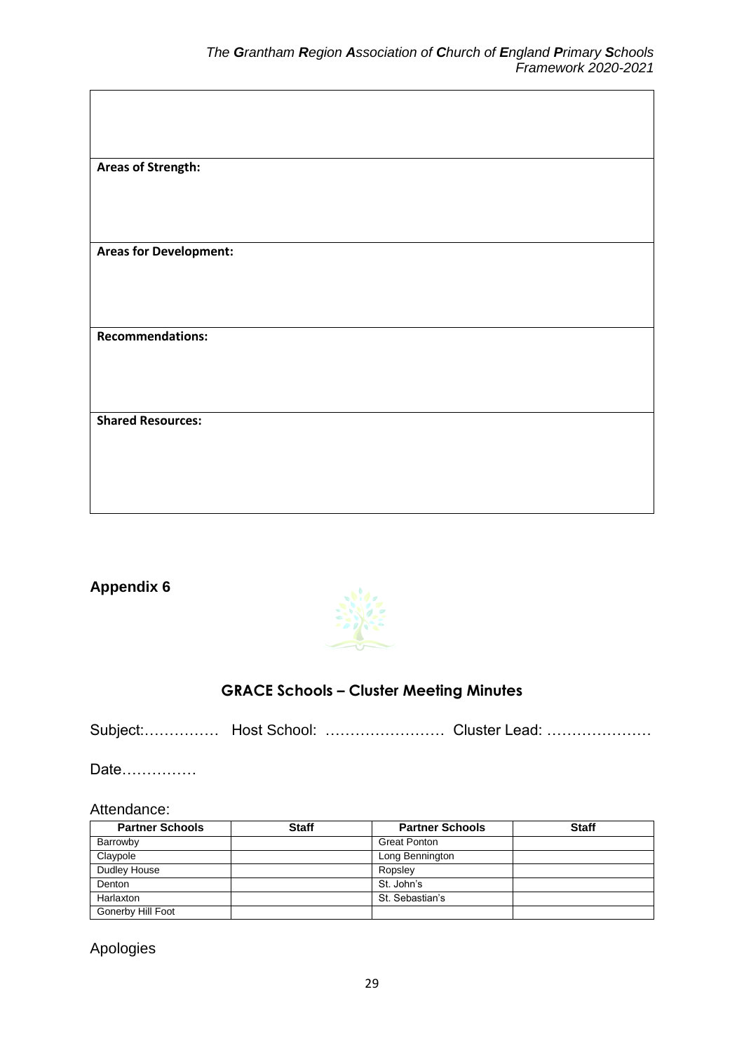| |
|---|
| |
| **Areas of Strength:** |
| **Areas for Development:** |
| **Recommendations:** |
| **Shared Resources:** |

**Appendix 6**

## GRACE Schools – Cluster Meeting Minutes

Subject:…………… Host School: …………………… Cluster Lead: …………………

Date……………

Attendance:

| Partner Schools | Staff | Partner Schools | Staff |
|---|---|---|---|
| Barrowby | | Great Ponton | |
| Claypole | | Long Bennington | |
| Dudley House | | Ropsley | |
| Denton | | St. John's | |
| Harlaxton | | St. Sebastian's | |
| Gonerby Hill Foot | | | |

Apologies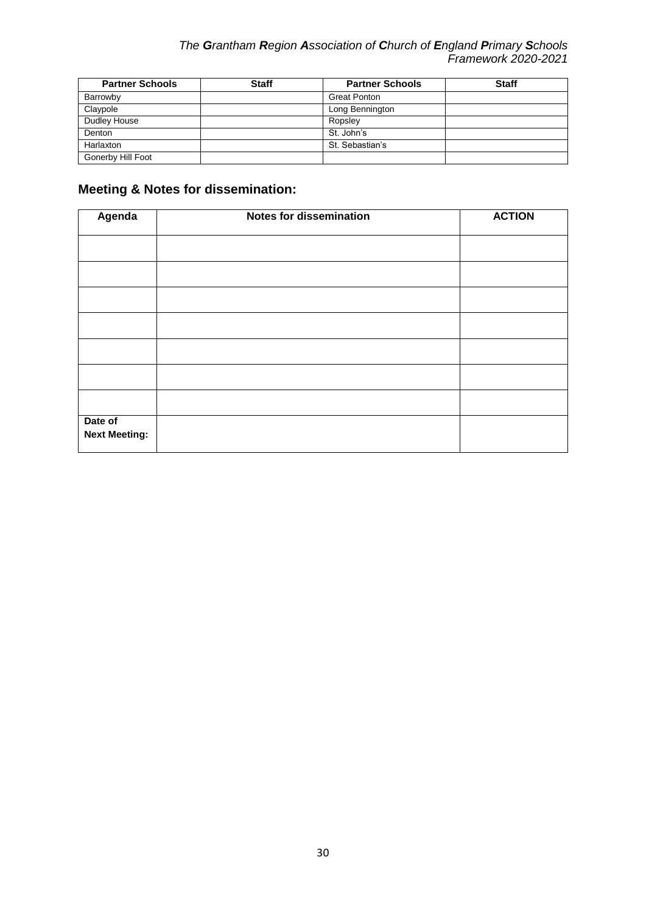| Partner Schools | Staff | Partner Schools | Staff |
|---|---|---|---|
| Barrowby | | Great Ponton | |
| Claypole | | Long Bennington | |
| Dudley House | | Ropsley | |
| Denton | | St. John's | |
| Harlaxton | | St. Sebastian's | |
| Gonerby Hill Foot | | | |

## Meeting & Notes for dissemination:

| Agenda | Notes for dissemination | ACTION |
|---|---|---|
| | | |
| | | |
| | | |
| | | |
| | | |
| | | |
| | | |
| **Date of Next Meeting:** | | |